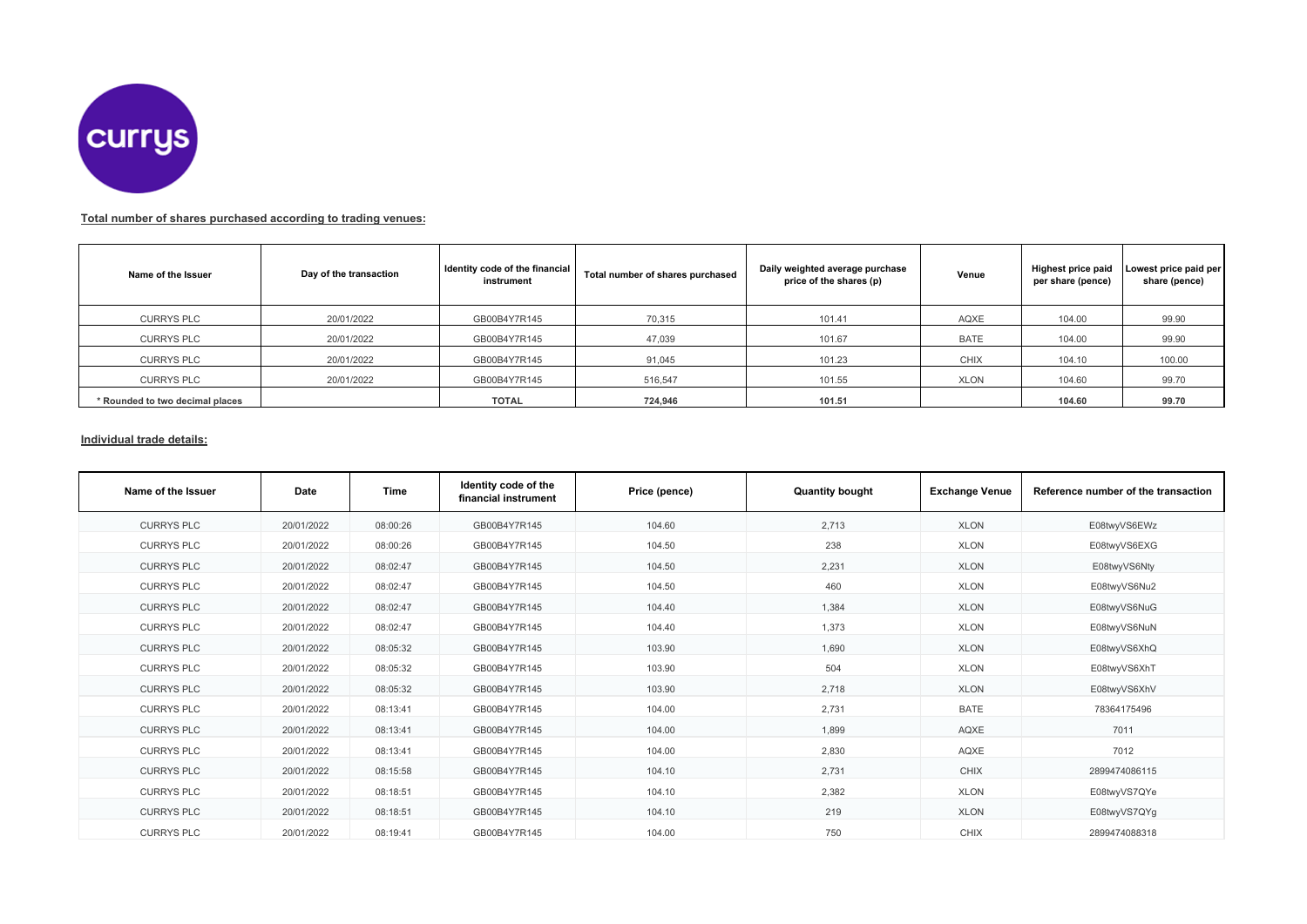**Total number of shares purchased according to trading venues:**

| Name of the Issuer | Day of the transaction | Identity code of the financial instrument | Total number of shares purchased | Daily weighted average purchase price of the shares (p) | Venue | Highest price paid per share (pence) | Lowest price paid per share (pence) |
|---|---|---|---|---|---|---|---|
| CURRYS PLC | 20/01/2022 | GB00B4Y7R145 | 70,315 | 101.41 | AQXE | 104.00 | 99.90 |
| CURRYS PLC | 20/01/2022 | GB00B4Y7R145 | 47,039 | 101.67 | BATE | 104.00 | 99.90 |
| CURRYS PLC | 20/01/2022 | GB00B4Y7R145 | 91,045 | 101.23 | CHIX | 104.10 | 100.00 |
| CURRYS PLC | 20/01/2022 | GB00B4Y7R145 | 516,547 | 101.55 | XLON | 104.60 | 99.70 |
| * Rounded to two decimal places | | **TOTAL** | **724,946** | **101.51** | | **104.60** | **99.70** |

**Individual trade details:**

| Name of the Issuer | Date | Time | Identity code of the financial instrument | Price (pence) | Quantity bought | Exchange Venue | Reference number of the transaction |
|---|---|---|---|---|---|---|---|
| CURRYS PLC | 20/01/2022 | 08:00:26 | GB00B4Y7R145 | 104.60 | 2,713 | XLON | E08twyVS6EWz |
| CURRYS PLC | 20/01/2022 | 08:00:26 | GB00B4Y7R145 | 104.50 | 238 | XLON | E08twyVS6EXG |
| CURRYS PLC | 20/01/2022 | 08:02:47 | GB00B4Y7R145 | 104.50 | 2,231 | XLON | E08twyVS6Nty |
| CURRYS PLC | 20/01/2022 | 08:02:47 | GB00B4Y7R145 | 104.50 | 460 | XLON | E08twyVS6Nu2 |
| CURRYS PLC | 20/01/2022 | 08:02:47 | GB00B4Y7R145 | 104.40 | 1,384 | XLON | E08twyVS6NuG |
| CURRYS PLC | 20/01/2022 | 08:02:47 | GB00B4Y7R145 | 104.40 | 1,373 | XLON | E08twyVS6NuN |
| CURRYS PLC | 20/01/2022 | 08:05:32 | GB00B4Y7R145 | 103.90 | 1,690 | XLON | E08twyVS6XhQ |
| CURRYS PLC | 20/01/2022 | 08:05:32 | GB00B4Y7R145 | 103.90 | 504 | XLON | E08twyVS6XhT |
| CURRYS PLC | 20/01/2022 | 08:05:32 | GB00B4Y7R145 | 103.90 | 2,718 | XLON | E08twyVS6XhV |
| CURRYS PLC | 20/01/2022 | 08:13:41 | GB00B4Y7R145 | 104.00 | 2,731 | BATE | 78364175496 |
| CURRYS PLC | 20/01/2022 | 08:13:41 | GB00B4Y7R145 | 104.00 | 1,899 | AQXE | 7011 |
| CURRYS PLC | 20/01/2022 | 08:13:41 | GB00B4Y7R145 | 104.00 | 2,830 | AQXE | 7012 |
| CURRYS PLC | 20/01/2022 | 08:15:58 | GB00B4Y7R145 | 104.10 | 2,731 | CHIX | 2899474086115 |
| CURRYS PLC | 20/01/2022 | 08:18:51 | GB00B4Y7R145 | 104.10 | 2,382 | XLON | E08twyVS7QYe |
| CURRYS PLC | 20/01/2022 | 08:18:51 | GB00B4Y7R145 | 104.10 | 219 | XLON | E08twyVS7QYg |
| CURRYS PLC | 20/01/2022 | 08:19:41 | GB00B4Y7R145 | 104.00 | 750 | CHIX | 2899474088318 |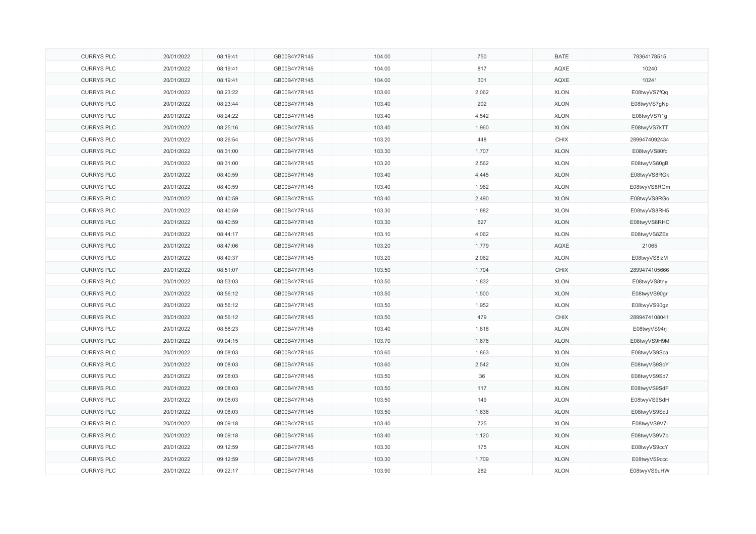| | | | | | | | |
|---|---|---|---|---|---|---|---|
| CURRYS PLC | 20/01/2022 | 08:19:41 | GB00B4Y7R145 | 104.00 | 750 | BATE | 78364178515 |
| CURRYS PLC | 20/01/2022 | 08:19:41 | GB00B4Y7R145 | 104.00 | 817 | AQXE | 10240 |
| CURRYS PLC | 20/01/2022 | 08:19:41 | GB00B4Y7R145 | 104.00 | 301 | AQXE | 10241 |
| CURRYS PLC | 20/01/2022 | 08:23:22 | GB00B4Y7R145 | 103.60 | 2,062 | XLON | E08twyVS7fQq |
| CURRYS PLC | 20/01/2022 | 08:23:44 | GB00B4Y7R145 | 103.40 | 202 | XLON | E08twyVS7gNp |
| CURRYS PLC | 20/01/2022 | 08:24:22 | GB00B4Y7R145 | 103.40 | 4,542 | XLON | E08twyVS7i1g |
| CURRYS PLC | 20/01/2022 | 08:25:16 | GB00B4Y7R145 | 103.40 | 1,960 | XLON | E08twyVS7kTT |
| CURRYS PLC | 20/01/2022 | 08:26:54 | GB00B4Y7R145 | 103.20 | 448 | CHIX | 2899474092434 |
| CURRYS PLC | 20/01/2022 | 08:31:00 | GB00B4Y7R145 | 103.30 | 1,707 | XLON | E08twyVS80fc |
| CURRYS PLC | 20/01/2022 | 08:31:00 | GB00B4Y7R145 | 103.20 | 2,562 | XLON | E08twyVS80gB |
| CURRYS PLC | 20/01/2022 | 08:40:59 | GB00B4Y7R145 | 103.40 | 4,445 | XLON | E08twyVS8RGk |
| CURRYS PLC | 20/01/2022 | 08:40:59 | GB00B4Y7R145 | 103.40 | 1,962 | XLON | E08twyVS8RGm |
| CURRYS PLC | 20/01/2022 | 08:40:59 | GB00B4Y7R145 | 103.40 | 2,490 | XLON | E08twyVS8RGo |
| CURRYS PLC | 20/01/2022 | 08:40:59 | GB00B4Y7R145 | 103.30 | 1,882 | XLON | E08twyVS8RH5 |
| CURRYS PLC | 20/01/2022 | 08:40:59 | GB00B4Y7R145 | 103.30 | 627 | XLON | E08twyVS8RHC |
| CURRYS PLC | 20/01/2022 | 08:44:17 | GB00B4Y7R145 | 103.10 | 4,062 | XLON | E08twyVS8ZEs |
| CURRYS PLC | 20/01/2022 | 08:47:06 | GB00B4Y7R145 | 103.20 | 1,779 | AQXE | 21065 |
| CURRYS PLC | 20/01/2022 | 08:49:37 | GB00B4Y7R145 | 103.20 | 2,062 | XLON | E08twyVS8lzM |
| CURRYS PLC | 20/01/2022 | 08:51:07 | GB00B4Y7R145 | 103.50 | 1,704 | CHIX | 2899474105666 |
| CURRYS PLC | 20/01/2022 | 08:53:03 | GB00B4Y7R145 | 103.50 | 1,832 | XLON | E08twyVS8tny |
| CURRYS PLC | 20/01/2022 | 08:56:12 | GB00B4Y7R145 | 103.50 | 1,500 | XLON | E08twyVS90gr |
| CURRYS PLC | 20/01/2022 | 08:56:12 | GB00B4Y7R145 | 103.50 | 1,952 | XLON | E08twyVS90gz |
| CURRYS PLC | 20/01/2022 | 08:56:12 | GB00B4Y7R145 | 103.50 | 479 | CHIX | 2899474108041 |
| CURRYS PLC | 20/01/2022 | 08:58:23 | GB00B4Y7R145 | 103.40 | 1,818 | XLON | E08twyVS94rj |
| CURRYS PLC | 20/01/2022 | 09:04:15 | GB00B4Y7R145 | 103.70 | 1,676 | XLON | E08twyVS9H9M |
| CURRYS PLC | 20/01/2022 | 09:08:03 | GB00B4Y7R145 | 103.60 | 1,863 | XLON | E08twyVS9Sca |
| CURRYS PLC | 20/01/2022 | 09:08:03 | GB00B4Y7R145 | 103.60 | 2,542 | XLON | E08twyVS9ScY |
| CURRYS PLC | 20/01/2022 | 09:08:03 | GB00B4Y7R145 | 103.50 | 36 | XLON | E08twyVS9Sd7 |
| CURRYS PLC | 20/01/2022 | 09:08:03 | GB00B4Y7R145 | 103.50 | 117 | XLON | E08twyVS9SdF |
| CURRYS PLC | 20/01/2022 | 09:08:03 | GB00B4Y7R145 | 103.50 | 149 | XLON | E08twyVS9SdH |
| CURRYS PLC | 20/01/2022 | 09:08:03 | GB00B4Y7R145 | 103.50 | 1,636 | XLON | E08twyVS9SdJ |
| CURRYS PLC | 20/01/2022 | 09:09:18 | GB00B4Y7R145 | 103.40 | 725 | XLON | E08twyVS9V7l |
| CURRYS PLC | 20/01/2022 | 09:09:18 | GB00B4Y7R145 | 103.40 | 1,120 | XLON | E08twyVS9V7o |
| CURRYS PLC | 20/01/2022 | 09:12:59 | GB00B4Y7R145 | 103.30 | 175 | XLON | E08twyVS9ccY |
| CURRYS PLC | 20/01/2022 | 09:12:59 | GB00B4Y7R145 | 103.30 | 1,709 | XLON | E08twyVS9ccc |
| CURRYS PLC | 20/01/2022 | 09:22:17 | GB00B4Y7R145 | 103.90 | 282 | XLON | E08twyVS9uHW |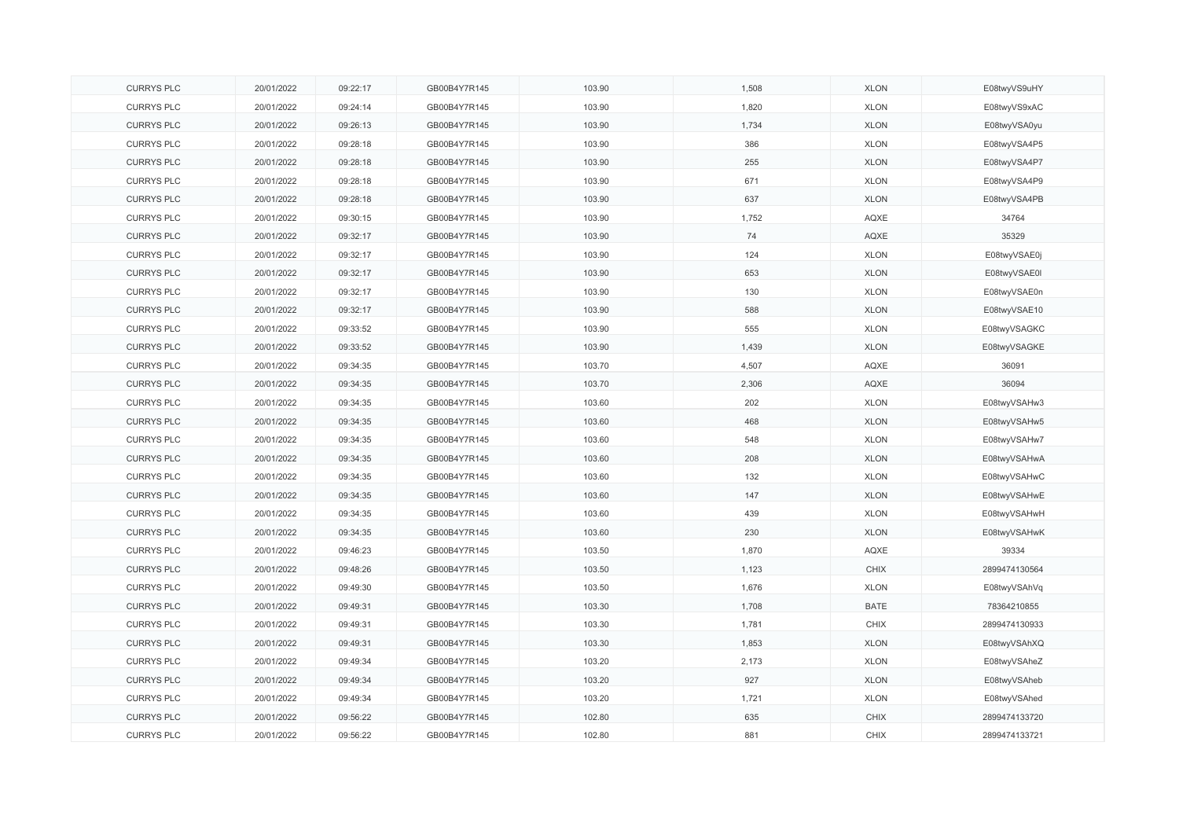| CURRYS PLC | 20/01/2022 | 09:22:17 | GB00B4Y7R145 | 103.90 | 1,508 | XLON | E08twyVS9uHY |
|---|---|---|---|---|---|---|---|
| CURRYS PLC | 20/01/2022 | 09:24:14 | GB00B4Y7R145 | 103.90 | 1,820 | XLON | E08twyVS9xAC |
| CURRYS PLC | 20/01/2022 | 09:26:13 | GB00B4Y7R145 | 103.90 | 1,734 | XLON | E08twyVSA0yu |
| CURRYS PLC | 20/01/2022 | 09:28:18 | GB00B4Y7R145 | 103.90 | 386 | XLON | E08twyVSA4P5 |
| CURRYS PLC | 20/01/2022 | 09:28:18 | GB00B4Y7R145 | 103.90 | 255 | XLON | E08twyVSA4P7 |
| CURRYS PLC | 20/01/2022 | 09:28:18 | GB00B4Y7R145 | 103.90 | 671 | XLON | E08twyVSA4P9 |
| CURRYS PLC | 20/01/2022 | 09:28:18 | GB00B4Y7R145 | 103.90 | 637 | XLON | E08twyVSA4PB |
| CURRYS PLC | 20/01/2022 | 09:30:15 | GB00B4Y7R145 | 103.90 | 1,752 | AQXE | 34764 |
| CURRYS PLC | 20/01/2022 | 09:32:17 | GB00B4Y7R145 | 103.90 | 74 | AQXE | 35329 |
| CURRYS PLC | 20/01/2022 | 09:32:17 | GB00B4Y7R145 | 103.90 | 124 | XLON | E08twyVSAE0j |
| CURRYS PLC | 20/01/2022 | 09:32:17 | GB00B4Y7R145 | 103.90 | 653 | XLON | E08twyVSAE0l |
| CURRYS PLC | 20/01/2022 | 09:32:17 | GB00B4Y7R145 | 103.90 | 130 | XLON | E08twyVSAE0n |
| CURRYS PLC | 20/01/2022 | 09:32:17 | GB00B4Y7R145 | 103.90 | 588 | XLON | E08twyVSAE10 |
| CURRYS PLC | 20/01/2022 | 09:33:52 | GB00B4Y7R145 | 103.90 | 555 | XLON | E08twyVSAGKC |
| CURRYS PLC | 20/01/2022 | 09:33:52 | GB00B4Y7R145 | 103.90 | 1,439 | XLON | E08twyVSAGKE |
| CURRYS PLC | 20/01/2022 | 09:34:35 | GB00B4Y7R145 | 103.70 | 4,507 | AQXE | 36091 |
| CURRYS PLC | 20/01/2022 | 09:34:35 | GB00B4Y7R145 | 103.70 | 2,306 | AQXE | 36094 |
| CURRYS PLC | 20/01/2022 | 09:34:35 | GB00B4Y7R145 | 103.60 | 202 | XLON | E08twyVSAHw3 |
| CURRYS PLC | 20/01/2022 | 09:34:35 | GB00B4Y7R145 | 103.60 | 468 | XLON | E08twyVSAHw5 |
| CURRYS PLC | 20/01/2022 | 09:34:35 | GB00B4Y7R145 | 103.60 | 548 | XLON | E08twyVSAHw7 |
| CURRYS PLC | 20/01/2022 | 09:34:35 | GB00B4Y7R145 | 103.60 | 208 | XLON | E08twyVSAHwA |
| CURRYS PLC | 20/01/2022 | 09:34:35 | GB00B4Y7R145 | 103.60 | 132 | XLON | E08twyVSAHwC |
| CURRYS PLC | 20/01/2022 | 09:34:35 | GB00B4Y7R145 | 103.60 | 147 | XLON | E08twyVSAHwE |
| CURRYS PLC | 20/01/2022 | 09:34:35 | GB00B4Y7R145 | 103.60 | 439 | XLON | E08twyVSAHwH |
| CURRYS PLC | 20/01/2022 | 09:34:35 | GB00B4Y7R145 | 103.60 | 230 | XLON | E08twyVSAHwK |
| CURRYS PLC | 20/01/2022 | 09:46:23 | GB00B4Y7R145 | 103.50 | 1,870 | AQXE | 39334 |
| CURRYS PLC | 20/01/2022 | 09:48:26 | GB00B4Y7R145 | 103.50 | 1,123 | CHIX | 2899474130564 |
| CURRYS PLC | 20/01/2022 | 09:49:30 | GB00B4Y7R145 | 103.50 | 1,676 | XLON | E08twyVSAhVq |
| CURRYS PLC | 20/01/2022 | 09:49:31 | GB00B4Y7R145 | 103.30 | 1,708 | BATE | 78364210855 |
| CURRYS PLC | 20/01/2022 | 09:49:31 | GB00B4Y7R145 | 103.30 | 1,781 | CHIX | 2899474130933 |
| CURRYS PLC | 20/01/2022 | 09:49:31 | GB00B4Y7R145 | 103.30 | 1,853 | XLON | E08twyVSAhXQ |
| CURRYS PLC | 20/01/2022 | 09:49:34 | GB00B4Y7R145 | 103.20 | 2,173 | XLON | E08twyVSAheZ |
| CURRYS PLC | 20/01/2022 | 09:49:34 | GB00B4Y7R145 | 103.20 | 927 | XLON | E08twyVSAheb |
| CURRYS PLC | 20/01/2022 | 09:49:34 | GB00B4Y7R145 | 103.20 | 1,721 | XLON | E08twyVSAhed |
| CURRYS PLC | 20/01/2022 | 09:56:22 | GB00B4Y7R145 | 102.80 | 635 | CHIX | 2899474133720 |
| CURRYS PLC | 20/01/2022 | 09:56:22 | GB00B4Y7R145 | 102.80 | 881 | CHIX | 2899474133721 |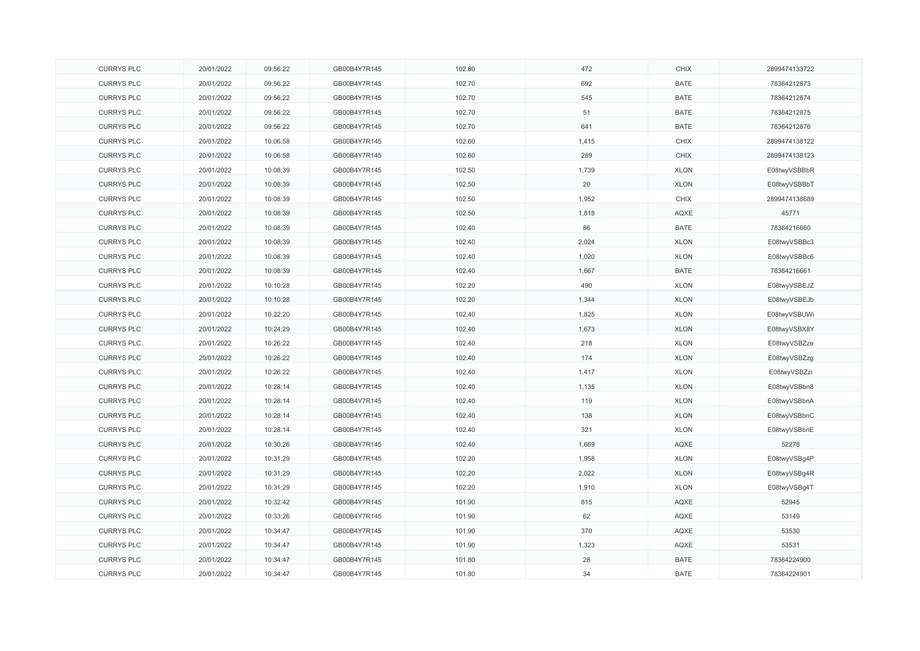| CURRYS PLC | 20/01/2022 | 09:56:22 | GB00B4Y7R145 | 102.80 | 472 | CHIX | 2899474133722 |
|---|---|---|---|---|---|---|---|
| CURRYS PLC | 20/01/2022 | 09:56:22 | GB00B4Y7R145 | 102.70 | 692 | BATE | 78364212873 |
| CURRYS PLC | 20/01/2022 | 09:56:22 | GB00B4Y7R145 | 102.70 | 545 | BATE | 78364212874 |
| CURRYS PLC | 20/01/2022 | 09:56:22 | GB00B4Y7R145 | 102.70 | 51 | BATE | 78364212875 |
| CURRYS PLC | 20/01/2022 | 09:56:22 | GB00B4Y7R145 | 102.70 | 641 | BATE | 78364212876 |
| CURRYS PLC | 20/01/2022 | 10:06:58 | GB00B4Y7R145 | 102.60 | 1,415 | CHIX | 2899474138122 |
| CURRYS PLC | 20/01/2022 | 10:06:58 | GB00B4Y7R145 | 102.60 | 289 | CHIX | 2899474138123 |
| CURRYS PLC | 20/01/2022 | 10:08:39 | GB00B4Y7R145 | 102.50 | 1,739 | XLON | E08twyVSBBbR |
| CURRYS PLC | 20/01/2022 | 10:08:39 | GB00B4Y7R145 | 102.50 | 20 | XLON | E08twyVSBBbT |
| CURRYS PLC | 20/01/2022 | 10:08:39 | GB00B4Y7R145 | 102.50 | 1,952 | CHIX | 2899474138689 |
| CURRYS PLC | 20/01/2022 | 10:08:39 | GB00B4Y7R145 | 102.50 | 1,818 | AQXE | 45771 |
| CURRYS PLC | 20/01/2022 | 10:08:39 | GB00B4Y7R145 | 102.40 | 86 | BATE | 78364216660 |
| CURRYS PLC | 20/01/2022 | 10:08:39 | GB00B4Y7R145 | 102.40 | 2,024 | XLON | E08twyVSBBc3 |
| CURRYS PLC | 20/01/2022 | 10:08:39 | GB00B4Y7R145 | 102.40 | 1,020 | XLON | E08twyVSBBc6 |
| CURRYS PLC | 20/01/2022 | 10:08:39 | GB00B4Y7R145 | 102.40 | 1,667 | BATE | 78364216661 |
| CURRYS PLC | 20/01/2022 | 10:10:28 | GB00B4Y7R145 | 102.20 | 490 | XLON | E08twyVSBEJZ |
| CURRYS PLC | 20/01/2022 | 10:10:28 | GB00B4Y7R145 | 102.20 | 1,344 | XLON | E08twyVSBEJb |
| CURRYS PLC | 20/01/2022 | 10:22:20 | GB00B4Y7R145 | 102.40 | 1,825 | XLON | E08twyVSBUWi |
| CURRYS PLC | 20/01/2022 | 10:24:29 | GB00B4Y7R145 | 102.40 | 1,673 | XLON | E08twyVSBX8Y |
| CURRYS PLC | 20/01/2022 | 10:26:22 | GB00B4Y7R145 | 102.40 | 218 | XLON | E08twyVSBZze |
| CURRYS PLC | 20/01/2022 | 10:26:22 | GB00B4Y7R145 | 102.40 | 174 | XLON | E08twyVSBZzg |
| CURRYS PLC | 20/01/2022 | 10:26:22 | GB00B4Y7R145 | 102.40 | 1,417 | XLON | E08twyVSBZzi |
| CURRYS PLC | 20/01/2022 | 10:28:14 | GB00B4Y7R145 | 102.40 | 1,135 | XLON | E08twyVSBbn8 |
| CURRYS PLC | 20/01/2022 | 10:28:14 | GB00B4Y7R145 | 102.40 | 119 | XLON | E08twyVSBbnA |
| CURRYS PLC | 20/01/2022 | 10:28:14 | GB00B4Y7R145 | 102.40 | 138 | XLON | E08twyVSBbnC |
| CURRYS PLC | 20/01/2022 | 10:28:14 | GB00B4Y7R145 | 102.40 | 321 | XLON | E08twyVSBbnE |
| CURRYS PLC | 20/01/2022 | 10:30:26 | GB00B4Y7R145 | 102.40 | 1,669 | AQXE | 52278 |
| CURRYS PLC | 20/01/2022 | 10:31:29 | GB00B4Y7R145 | 102.20 | 1,958 | XLON | E08twyVSBg4P |
| CURRYS PLC | 20/01/2022 | 10:31:29 | GB00B4Y7R145 | 102.20 | 2,022 | XLON | E08twyVSBg4R |
| CURRYS PLC | 20/01/2022 | 10:31:29 | GB00B4Y7R145 | 102.20 | 1,910 | XLON | E08twyVSBg4T |
| CURRYS PLC | 20/01/2022 | 10:32:42 | GB00B4Y7R145 | 101.90 | 815 | AQXE | 52945 |
| CURRYS PLC | 20/01/2022 | 10:33:26 | GB00B4Y7R145 | 101.90 | 62 | AQXE | 53149 |
| CURRYS PLC | 20/01/2022 | 10:34:47 | GB00B4Y7R145 | 101.90 | 370 | AQXE | 53530 |
| CURRYS PLC | 20/01/2022 | 10:34:47 | GB00B4Y7R145 | 101.90 | 1,323 | AQXE | 53531 |
| CURRYS PLC | 20/01/2022 | 10:34:47 | GB00B4Y7R145 | 101.80 | 28 | BATE | 78364224900 |
| CURRYS PLC | 20/01/2022 | 10:34:47 | GB00B4Y7R145 | 101.80 | 34 | BATE | 78364224901 |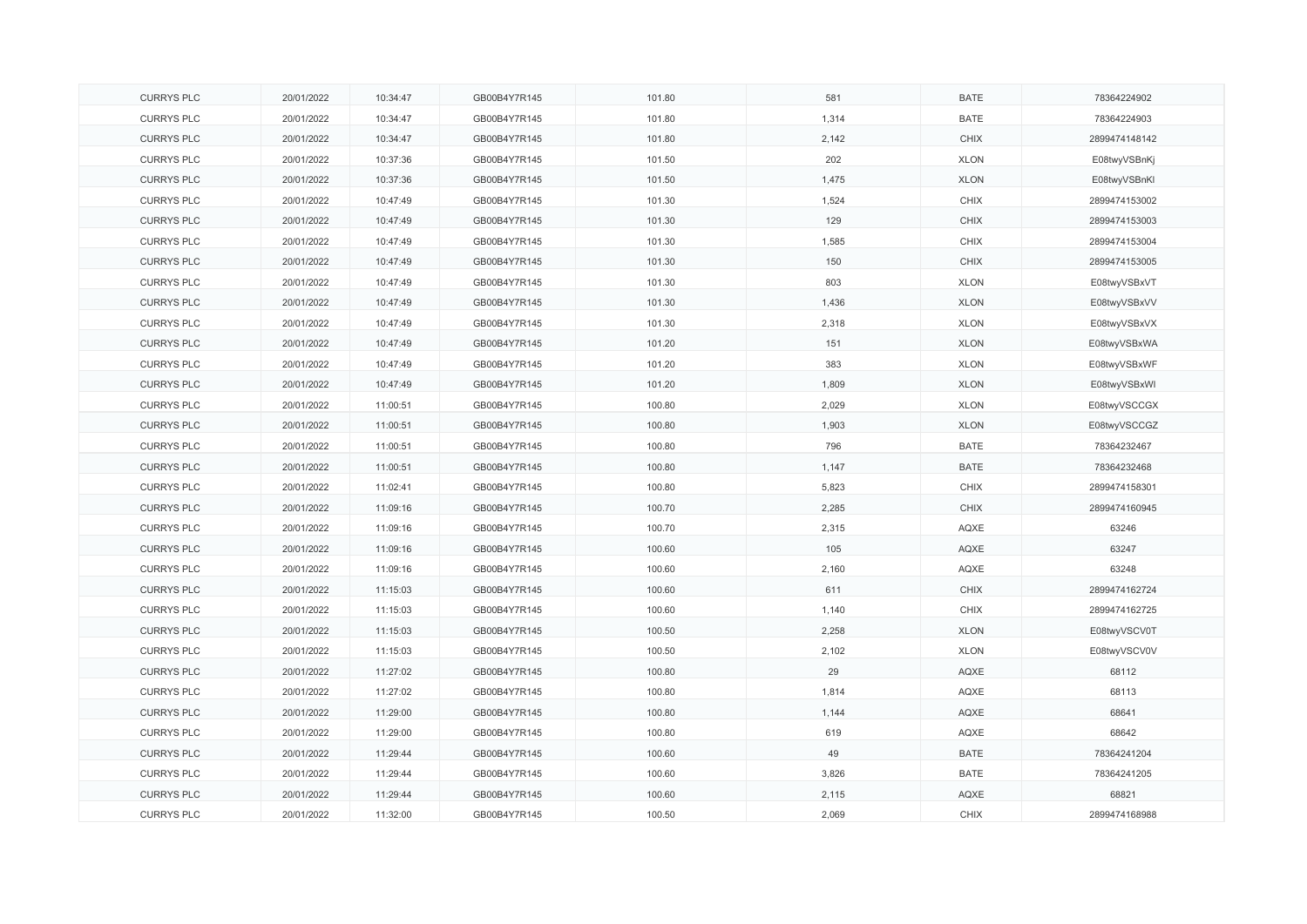| | | | | | | | |
|---|---|---|---|---|---|---|---|
| CURRYS PLC | 20/01/2022 | 10:34:47 | GB00B4Y7R145 | 101.80 | 581 | BATE | 78364224902 |
| CURRYS PLC | 20/01/2022 | 10:34:47 | GB00B4Y7R145 | 101.80 | 1,314 | BATE | 78364224903 |
| CURRYS PLC | 20/01/2022 | 10:34:47 | GB00B4Y7R145 | 101.80 | 2,142 | CHIX | 2899474148142 |
| CURRYS PLC | 20/01/2022 | 10:37:36 | GB00B4Y7R145 | 101.50 | 202 | XLON | E08twyVSBnKj |
| CURRYS PLC | 20/01/2022 | 10:37:36 | GB00B4Y7R145 | 101.50 | 1,475 | XLON | E08twyVSBnKl |
| CURRYS PLC | 20/01/2022 | 10:47:49 | GB00B4Y7R145 | 101.30 | 1,524 | CHIX | 2899474153002 |
| CURRYS PLC | 20/01/2022 | 10:47:49 | GB00B4Y7R145 | 101.30 | 129 | CHIX | 2899474153003 |
| CURRYS PLC | 20/01/2022 | 10:47:49 | GB00B4Y7R145 | 101.30 | 1,585 | CHIX | 2899474153004 |
| CURRYS PLC | 20/01/2022 | 10:47:49 | GB00B4Y7R145 | 101.30 | 150 | CHIX | 2899474153005 |
| CURRYS PLC | 20/01/2022 | 10:47:49 | GB00B4Y7R145 | 101.30 | 803 | XLON | E08twyVSBxVT |
| CURRYS PLC | 20/01/2022 | 10:47:49 | GB00B4Y7R145 | 101.30 | 1,436 | XLON | E08twyVSBxVV |
| CURRYS PLC | 20/01/2022 | 10:47:49 | GB00B4Y7R145 | 101.30 | 2,318 | XLON | E08twyVSBxVX |
| CURRYS PLC | 20/01/2022 | 10:47:49 | GB00B4Y7R145 | 101.20 | 151 | XLON | E08twyVSBxWA |
| CURRYS PLC | 20/01/2022 | 10:47:49 | GB00B4Y7R145 | 101.20 | 383 | XLON | E08twyVSBxWF |
| CURRYS PLC | 20/01/2022 | 10:47:49 | GB00B4Y7R145 | 101.20 | 1,809 | XLON | E08twyVSBxWI |
| CURRYS PLC | 20/01/2022 | 11:00:51 | GB00B4Y7R145 | 100.80 | 2,029 | XLON | E08twyVSCCGX |
| CURRYS PLC | 20/01/2022 | 11:00:51 | GB00B4Y7R145 | 100.80 | 1,903 | XLON | E08twyVSCCGZ |
| CURRYS PLC | 20/01/2022 | 11:00:51 | GB00B4Y7R145 | 100.80 | 796 | BATE | 78364232467 |
| CURRYS PLC | 20/01/2022 | 11:00:51 | GB00B4Y7R145 | 100.80 | 1,147 | BATE | 78364232468 |
| CURRYS PLC | 20/01/2022 | 11:02:41 | GB00B4Y7R145 | 100.80 | 5,823 | CHIX | 2899474158301 |
| CURRYS PLC | 20/01/2022 | 11:09:16 | GB00B4Y7R145 | 100.70 | 2,285 | CHIX | 2899474160945 |
| CURRYS PLC | 20/01/2022 | 11:09:16 | GB00B4Y7R145 | 100.70 | 2,315 | AQXE | 63246 |
| CURRYS PLC | 20/01/2022 | 11:09:16 | GB00B4Y7R145 | 100.60 | 105 | AQXE | 63247 |
| CURRYS PLC | 20/01/2022 | 11:09:16 | GB00B4Y7R145 | 100.60 | 2,160 | AQXE | 63248 |
| CURRYS PLC | 20/01/2022 | 11:15:03 | GB00B4Y7R145 | 100.60 | 611 | CHIX | 2899474162724 |
| CURRYS PLC | 20/01/2022 | 11:15:03 | GB00B4Y7R145 | 100.60 | 1,140 | CHIX | 2899474162725 |
| CURRYS PLC | 20/01/2022 | 11:15:03 | GB00B4Y7R145 | 100.50 | 2,258 | XLON | E08twyVSCV0T |
| CURRYS PLC | 20/01/2022 | 11:15:03 | GB00B4Y7R145 | 100.50 | 2,102 | XLON | E08twyVSCV0V |
| CURRYS PLC | 20/01/2022 | 11:27:02 | GB00B4Y7R145 | 100.80 | 29 | AQXE | 68112 |
| CURRYS PLC | 20/01/2022 | 11:27:02 | GB00B4Y7R145 | 100.80 | 1,814 | AQXE | 68113 |
| CURRYS PLC | 20/01/2022 | 11:29:00 | GB00B4Y7R145 | 100.80 | 1,144 | AQXE | 68641 |
| CURRYS PLC | 20/01/2022 | 11:29:00 | GB00B4Y7R145 | 100.80 | 619 | AQXE | 68642 |
| CURRYS PLC | 20/01/2022 | 11:29:44 | GB00B4Y7R145 | 100.60 | 49 | BATE | 78364241204 |
| CURRYS PLC | 20/01/2022 | 11:29:44 | GB00B4Y7R145 | 100.60 | 3,826 | BATE | 78364241205 |
| CURRYS PLC | 20/01/2022 | 11:29:44 | GB00B4Y7R145 | 100.60 | 2,115 | AQXE | 68821 |
| CURRYS PLC | 20/01/2022 | 11:32:00 | GB00B4Y7R145 | 100.50 | 2,069 | CHIX | 2899474168988 |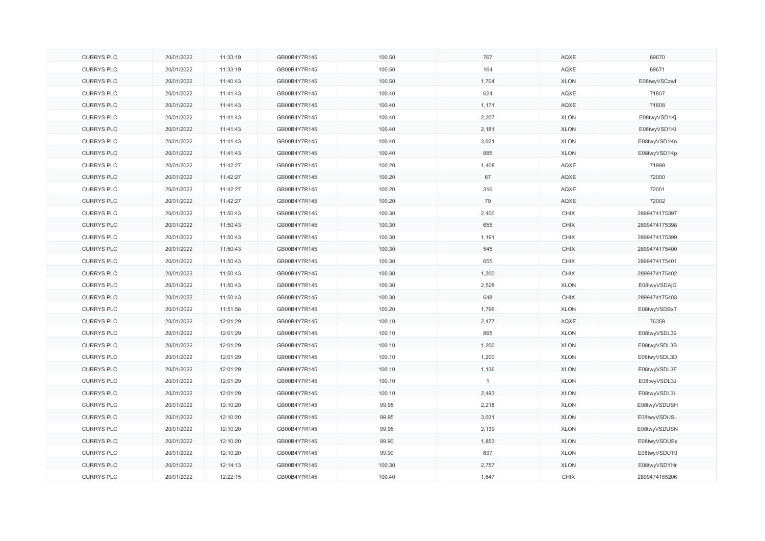| | | | | | | | |
|---|---|---|---|---|---|---|---|
| CURRYS PLC | 20/01/2022 | 11:33:19 | GB00B4Y7R145 | 100.50 | 767 | AQXE | 69670 |
| CURRYS PLC | 20/01/2022 | 11:33:19 | GB00B4Y7R145 | 100.50 | 164 | AQXE | 69671 |
| CURRYS PLC | 20/01/2022 | 11:40:43 | GB00B4Y7R145 | 100.50 | 1,704 | XLON | E08twyVSCzwf |
| CURRYS PLC | 20/01/2022 | 11:41:43 | GB00B4Y7R145 | 100.40 | 624 | AQXE | 71807 |
| CURRYS PLC | 20/01/2022 | 11:41:43 | GB00B4Y7R145 | 100.40 | 1,171 | AQXE | 71808 |
| CURRYS PLC | 20/01/2022 | 11:41:43 | GB00B4Y7R145 | 100.40 | 2,207 | XLON | E08twyVSD1Kj |
| CURRYS PLC | 20/01/2022 | 11:41:43 | GB00B4Y7R145 | 100.40 | 2,181 | XLON | E08twyVSD1Kl |
| CURRYS PLC | 20/01/2022 | 11:41:43 | GB00B4Y7R145 | 100.40 | 3,021 | XLON | E08twyVSD1Kn |
| CURRYS PLC | 20/01/2022 | 11:41:43 | GB00B4Y7R145 | 100.40 | 885 | XLON | E08twyVSD1Kp |
| CURRYS PLC | 20/01/2022 | 11:42:27 | GB00B4Y7R145 | 100.20 | 1,408 | AQXE | 71998 |
| CURRYS PLC | 20/01/2022 | 11:42:27 | GB00B4Y7R145 | 100.20 | 67 | AQXE | 72000 |
| CURRYS PLC | 20/01/2022 | 11:42:27 | GB00B4Y7R145 | 100.20 | 316 | AQXE | 72001 |
| CURRYS PLC | 20/01/2022 | 11:42:27 | GB00B4Y7R145 | 100.20 | 79 | AQXE | 72002 |
| CURRYS PLC | 20/01/2022 | 11:50:43 | GB00B4Y7R145 | 100.30 | 2,400 | CHIX | 2899474175397 |
| CURRYS PLC | 20/01/2022 | 11:50:43 | GB00B4Y7R145 | 100.30 | 655 | CHIX | 2899474175398 |
| CURRYS PLC | 20/01/2022 | 11:50:43 | GB00B4Y7R145 | 100.30 | 1,191 | CHIX | 2899474175399 |
| CURRYS PLC | 20/01/2022 | 11:50:43 | GB00B4Y7R145 | 100.30 | 545 | CHIX | 2899474175400 |
| CURRYS PLC | 20/01/2022 | 11:50:43 | GB00B4Y7R145 | 100.30 | 655 | CHIX | 2899474175401 |
| CURRYS PLC | 20/01/2022 | 11:50:43 | GB00B4Y7R145 | 100.30 | 1,200 | CHIX | 2899474175402 |
| CURRYS PLC | 20/01/2022 | 11:50:43 | GB00B4Y7R145 | 100.30 | 2,528 | XLON | E08twyVSDAjG |
| CURRYS PLC | 20/01/2022 | 11:50:43 | GB00B4Y7R145 | 100.30 | 648 | CHIX | 2899474175403 |
| CURRYS PLC | 20/01/2022 | 11:51:58 | GB00B4Y7R145 | 100.20 | 1,796 | XLON | E08twyVSDBxT |
| CURRYS PLC | 20/01/2022 | 12:01:29 | GB00B4Y7R145 | 100.10 | 2,477 | AQXE | 76359 |
| CURRYS PLC | 20/01/2022 | 12:01:29 | GB00B4Y7R145 | 100.10 | 865 | XLON | E08twyVSDL39 |
| CURRYS PLC | 20/01/2022 | 12:01:29 | GB00B4Y7R145 | 100.10 | 1,200 | XLON | E08twyVSDL3B |
| CURRYS PLC | 20/01/2022 | 12:01:29 | GB00B4Y7R145 | 100.10 | 1,200 | XLON | E08twyVSDL3D |
| CURRYS PLC | 20/01/2022 | 12:01:29 | GB00B4Y7R145 | 100.10 | 1,136 | XLON | E08twyVSDL3F |
| CURRYS PLC | 20/01/2022 | 12:01:29 | GB00B4Y7R145 | 100.10 | 1 | XLON | E08twyVSDL3J |
| CURRYS PLC | 20/01/2022 | 12:01:29 | GB00B4Y7R145 | 100.10 | 2,493 | XLON | E08twyVSDL3L |
| CURRYS PLC | 20/01/2022 | 12:10:20 | GB00B4Y7R145 | 99.95 | 2,218 | XLON | E08twyVSDUSH |
| CURRYS PLC | 20/01/2022 | 12:10:20 | GB00B4Y7R145 | 99.95 | 3,031 | XLON | E08twyVSDUSL |
| CURRYS PLC | 20/01/2022 | 12:10:20 | GB00B4Y7R145 | 99.95 | 2,139 | XLON | E08twyVSDUSN |
| CURRYS PLC | 20/01/2022 | 12:10:20 | GB00B4Y7R145 | 99.90 | 1,853 | XLON | E08twyVSDUSx |
| CURRYS PLC | 20/01/2022 | 12:10:20 | GB00B4Y7R145 | 99.90 | 697 | XLON | E08twyVSDUT0 |
| CURRYS PLC | 20/01/2022 | 12:14:13 | GB00B4Y7R145 | 100.30 | 2,757 | XLON | E08twyVSDYHr |
| CURRYS PLC | 20/01/2022 | 12:22:15 | GB00B4Y7R145 | 100.40 | 1,647 | CHIX | 2899474185206 |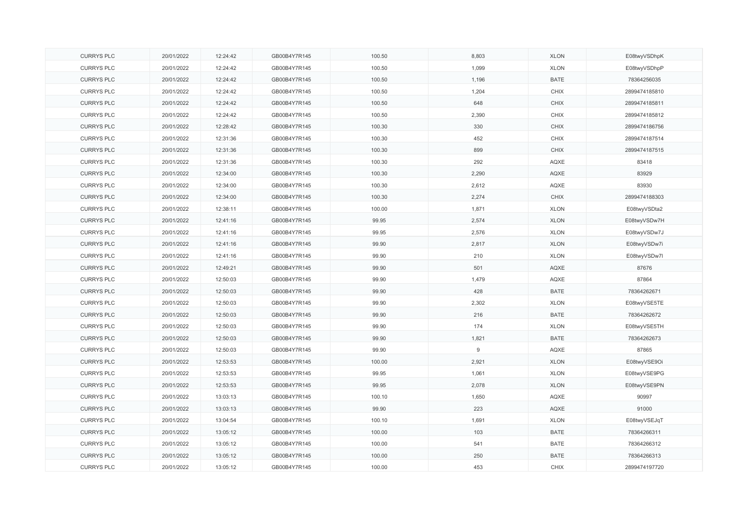| CURRYS PLC | 20/01/2022 | 12:24:42 | GB00B4Y7R145 | 100.50 | 8,803 | XLON | E08twyVSDhpK |
|---|---|---|---|---|---|---|---|
| CURRYS PLC | 20/01/2022 | 12:24:42 | GB00B4Y7R145 | 100.50 | 1,099 | XLON | E08twyVSDhpP |
| CURRYS PLC | 20/01/2022 | 12:24:42 | GB00B4Y7R145 | 100.50 | 1,196 | BATE | 78364256035 |
| CURRYS PLC | 20/01/2022 | 12:24:42 | GB00B4Y7R145 | 100.50 | 1,204 | CHIX | 2899474185810 |
| CURRYS PLC | 20/01/2022 | 12:24:42 | GB00B4Y7R145 | 100.50 | 648 | CHIX | 2899474185811 |
| CURRYS PLC | 20/01/2022 | 12:24:42 | GB00B4Y7R145 | 100.50 | 2,390 | CHIX | 2899474185812 |
| CURRYS PLC | 20/01/2022 | 12:28:42 | GB00B4Y7R145 | 100.30 | 330 | CHIX | 2899474186756 |
| CURRYS PLC | 20/01/2022 | 12:31:36 | GB00B4Y7R145 | 100.30 | 452 | CHIX | 2899474187514 |
| CURRYS PLC | 20/01/2022 | 12:31:36 | GB00B4Y7R145 | 100.30 | 899 | CHIX | 2899474187515 |
| CURRYS PLC | 20/01/2022 | 12:31:36 | GB00B4Y7R145 | 100.30 | 292 | AQXE | 83418 |
| CURRYS PLC | 20/01/2022 | 12:34:00 | GB00B4Y7R145 | 100.30 | 2,290 | AQXE | 83929 |
| CURRYS PLC | 20/01/2022 | 12:34:00 | GB00B4Y7R145 | 100.30 | 2,612 | AQXE | 83930 |
| CURRYS PLC | 20/01/2022 | 12:34:00 | GB00B4Y7R145 | 100.30 | 2,274 | CHIX | 2899474188303 |
| CURRYS PLC | 20/01/2022 | 12:38:11 | GB00B4Y7R145 | 100.00 | 1,871 | XLON | E08twyVSDta2 |
| CURRYS PLC | 20/01/2022 | 12:41:16 | GB00B4Y7R145 | 99.95 | 2,574 | XLON | E08twyVSDw7H |
| CURRYS PLC | 20/01/2022 | 12:41:16 | GB00B4Y7R145 | 99.95 | 2,576 | XLON | E08twyVSDw7J |
| CURRYS PLC | 20/01/2022 | 12:41:16 | GB00B4Y7R145 | 99.90 | 2,817 | XLON | E08twyVSDw7i |
| CURRYS PLC | 20/01/2022 | 12:41:16 | GB00B4Y7R145 | 99.90 | 210 | XLON | E08twyVSDw7l |
| CURRYS PLC | 20/01/2022 | 12:49:21 | GB00B4Y7R145 | 99.90 | 501 | AQXE | 87676 |
| CURRYS PLC | 20/01/2022 | 12:50:03 | GB00B4Y7R145 | 99.90 | 1,479 | AQXE | 87864 |
| CURRYS PLC | 20/01/2022 | 12:50:03 | GB00B4Y7R145 | 99.90 | 428 | BATE | 78364262671 |
| CURRYS PLC | 20/01/2022 | 12:50:03 | GB00B4Y7R145 | 99.90 | 2,302 | XLON | E08twyVSE5TE |
| CURRYS PLC | 20/01/2022 | 12:50:03 | GB00B4Y7R145 | 99.90 | 216 | BATE | 78364262672 |
| CURRYS PLC | 20/01/2022 | 12:50:03 | GB00B4Y7R145 | 99.90 | 174 | XLON | E08twyVSE5TH |
| CURRYS PLC | 20/01/2022 | 12:50:03 | GB00B4Y7R145 | 99.90 | 1,821 | BATE | 78364262673 |
| CURRYS PLC | 20/01/2022 | 12:50:03 | GB00B4Y7R145 | 99.90 | 9 | AQXE | 87865 |
| CURRYS PLC | 20/01/2022 | 12:53:53 | GB00B4Y7R145 | 100.00 | 2,921 | XLON | E08twyVSE9Oi |
| CURRYS PLC | 20/01/2022 | 12:53:53 | GB00B4Y7R145 | 99.95 | 1,061 | XLON | E08twyVSE9PG |
| CURRYS PLC | 20/01/2022 | 12:53:53 | GB00B4Y7R145 | 99.95 | 2,078 | XLON | E08twyVSE9PN |
| CURRYS PLC | 20/01/2022 | 13:03:13 | GB00B4Y7R145 | 100.10 | 1,650 | AQXE | 90997 |
| CURRYS PLC | 20/01/2022 | 13:03:13 | GB00B4Y7R145 | 99.90 | 223 | AQXE | 91000 |
| CURRYS PLC | 20/01/2022 | 13:04:54 | GB00B4Y7R145 | 100.10 | 1,691 | XLON | E08twyVSEJqT |
| CURRYS PLC | 20/01/2022 | 13:05:12 | GB00B4Y7R145 | 100.00 | 103 | BATE | 78364266311 |
| CURRYS PLC | 20/01/2022 | 13:05:12 | GB00B4Y7R145 | 100.00 | 541 | BATE | 78364266312 |
| CURRYS PLC | 20/01/2022 | 13:05:12 | GB00B4Y7R145 | 100.00 | 250 | BATE | 78364266313 |
| CURRYS PLC | 20/01/2022 | 13:05:12 | GB00B4Y7R145 | 100.00 | 453 | CHIX | 2899474197720 |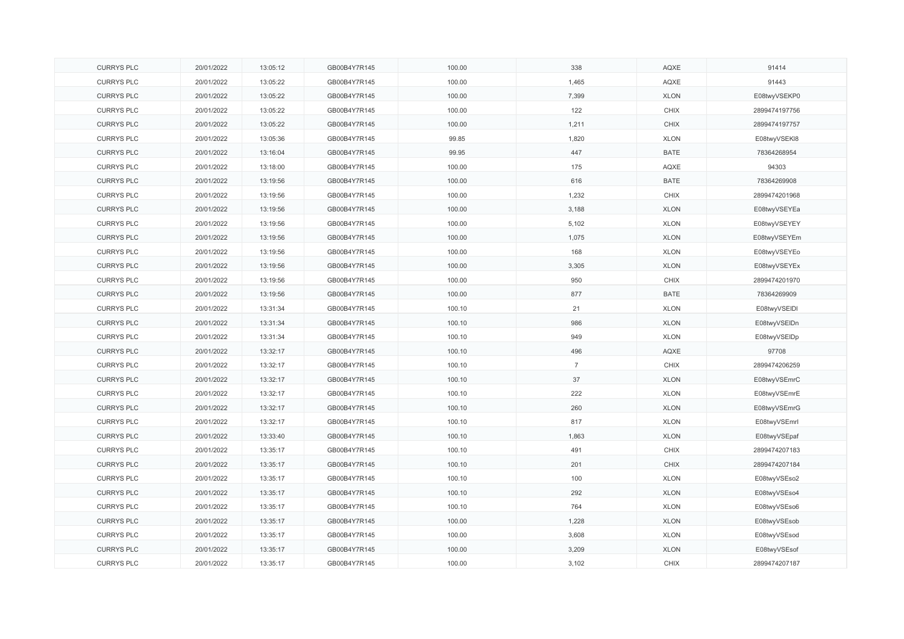| | | | | | | | |
|---|---|---|---|---|---|---|---|
| CURRYS PLC | 20/01/2022 | 13:05:12 | GB00B4Y7R145 | 100.00 | 338 | AQXE | 91414 |
| CURRYS PLC | 20/01/2022 | 13:05:22 | GB00B4Y7R145 | 100.00 | 1,465 | AQXE | 91443 |
| CURRYS PLC | 20/01/2022 | 13:05:22 | GB00B4Y7R145 | 100.00 | 7,399 | XLON | E08twyVSEKP0 |
| CURRYS PLC | 20/01/2022 | 13:05:22 | GB00B4Y7R145 | 100.00 | 122 | CHIX | 2899474197756 |
| CURRYS PLC | 20/01/2022 | 13:05:22 | GB00B4Y7R145 | 100.00 | 1,211 | CHIX | 2899474197757 |
| CURRYS PLC | 20/01/2022 | 13:05:36 | GB00B4Y7R145 | 99.85 | 1,820 | XLON | E08twyVSEKI8 |
| CURRYS PLC | 20/01/2022 | 13:16:04 | GB00B4Y7R145 | 99.95 | 447 | BATE | 78364268954 |
| CURRYS PLC | 20/01/2022 | 13:18:00 | GB00B4Y7R145 | 100.00 | 175 | AQXE | 94303 |
| CURRYS PLC | 20/01/2022 | 13:19:56 | GB00B4Y7R145 | 100.00 | 616 | BATE | 78364269908 |
| CURRYS PLC | 20/01/2022 | 13:19:56 | GB00B4Y7R145 | 100.00 | 1,232 | CHIX | 2899474201968 |
| CURRYS PLC | 20/01/2022 | 13:19:56 | GB00B4Y7R145 | 100.00 | 3,188 | XLON | E08twyVSEYEa |
| CURRYS PLC | 20/01/2022 | 13:19:56 | GB00B4Y7R145 | 100.00 | 5,102 | XLON | E08twyVSEYEY |
| CURRYS PLC | 20/01/2022 | 13:19:56 | GB00B4Y7R145 | 100.00 | 1,075 | XLON | E08twyVSEYEm |
| CURRYS PLC | 20/01/2022 | 13:19:56 | GB00B4Y7R145 | 100.00 | 168 | XLON | E08twyVSEYEo |
| CURRYS PLC | 20/01/2022 | 13:19:56 | GB00B4Y7R145 | 100.00 | 3,305 | XLON | E08twyVSEYEx |
| CURRYS PLC | 20/01/2022 | 13:19:56 | GB00B4Y7R145 | 100.00 | 950 | CHIX | 2899474201970 |
| CURRYS PLC | 20/01/2022 | 13:19:56 | GB00B4Y7R145 | 100.00 | 877 | BATE | 78364269909 |
| CURRYS PLC | 20/01/2022 | 13:31:34 | GB00B4Y7R145 | 100.10 | 21 | XLON | E08twyVSEIDl |
| CURRYS PLC | 20/01/2022 | 13:31:34 | GB00B4Y7R145 | 100.10 | 986 | XLON | E08twyVSEIDn |
| CURRYS PLC | 20/01/2022 | 13:31:34 | GB00B4Y7R145 | 100.10 | 949 | XLON | E08twyVSEIDp |
| CURRYS PLC | 20/01/2022 | 13:32:17 | GB00B4Y7R145 | 100.10 | 496 | AQXE | 97708 |
| CURRYS PLC | 20/01/2022 | 13:32:17 | GB00B4Y7R145 | 100.10 | 7 | CHIX | 2899474206259 |
| CURRYS PLC | 20/01/2022 | 13:32:17 | GB00B4Y7R145 | 100.10 | 37 | XLON | E08twyVSEmrC |
| CURRYS PLC | 20/01/2022 | 13:32:17 | GB00B4Y7R145 | 100.10 | 222 | XLON | E08twyVSEmrE |
| CURRYS PLC | 20/01/2022 | 13:32:17 | GB00B4Y7R145 | 100.10 | 260 | XLON | E08twyVSEmrG |
| CURRYS PLC | 20/01/2022 | 13:32:17 | GB00B4Y7R145 | 100.10 | 817 | XLON | E08twyVSEmrI |
| CURRYS PLC | 20/01/2022 | 13:33:40 | GB00B4Y7R145 | 100.10 | 1,863 | XLON | E08twyVSEpaf |
| CURRYS PLC | 20/01/2022 | 13:35:17 | GB00B4Y7R145 | 100.10 | 491 | CHIX | 2899474207183 |
| CURRYS PLC | 20/01/2022 | 13:35:17 | GB00B4Y7R145 | 100.10 | 201 | CHIX | 2899474207184 |
| CURRYS PLC | 20/01/2022 | 13:35:17 | GB00B4Y7R145 | 100.10 | 100 | XLON | E08twyVSEso2 |
| CURRYS PLC | 20/01/2022 | 13:35:17 | GB00B4Y7R145 | 100.10 | 292 | XLON | E08twyVSEso4 |
| CURRYS PLC | 20/01/2022 | 13:35:17 | GB00B4Y7R145 | 100.10 | 764 | XLON | E08twyVSEso6 |
| CURRYS PLC | 20/01/2022 | 13:35:17 | GB00B4Y7R145 | 100.00 | 1,228 | XLON | E08twyVSEsob |
| CURRYS PLC | 20/01/2022 | 13:35:17 | GB00B4Y7R145 | 100.00 | 3,608 | XLON | E08twyVSEsod |
| CURRYS PLC | 20/01/2022 | 13:35:17 | GB00B4Y7R145 | 100.00 | 3,209 | XLON | E08twyVSEsof |
| CURRYS PLC | 20/01/2022 | 13:35:17 | GB00B4Y7R145 | 100.00 | 3,102 | CHIX | 2899474207187 |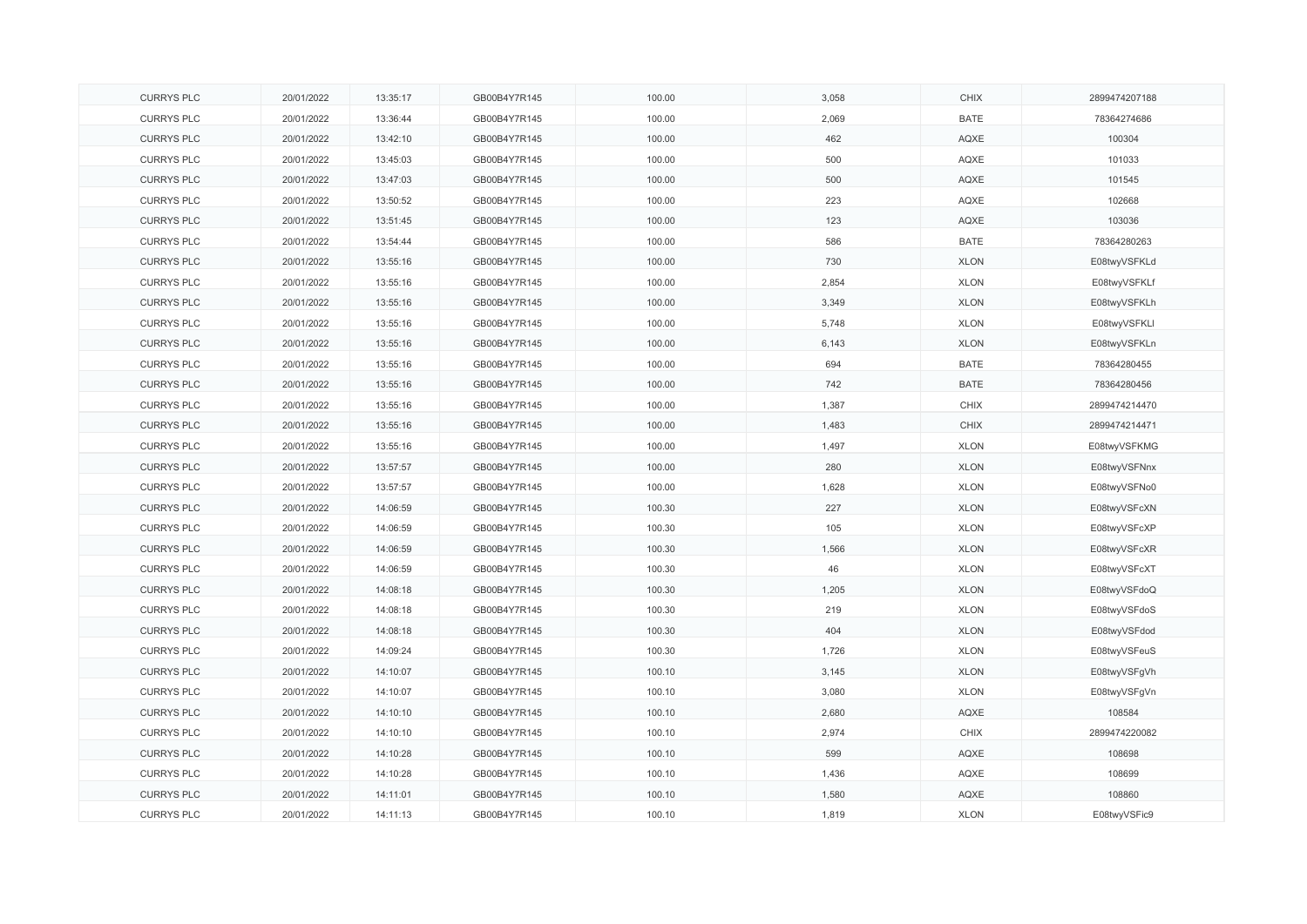| CURRYS PLC | 20/01/2022 | 13:35:17 | GB00B4Y7R145 | 100.00 | 3,058 | CHIX | 2899474207188 |
|---|---|---|---|---|---|---|---|
| CURRYS PLC | 20/01/2022 | 13:36:44 | GB00B4Y7R145 | 100.00 | 2,069 | BATE | 78364274686 |
| CURRYS PLC | 20/01/2022 | 13:42:10 | GB00B4Y7R145 | 100.00 | 462 | AQXE | 100304 |
| CURRYS PLC | 20/01/2022 | 13:45:03 | GB00B4Y7R145 | 100.00 | 500 | AQXE | 101033 |
| CURRYS PLC | 20/01/2022 | 13:47:03 | GB00B4Y7R145 | 100.00 | 500 | AQXE | 101545 |
| CURRYS PLC | 20/01/2022 | 13:50:52 | GB00B4Y7R145 | 100.00 | 223 | AQXE | 102668 |
| CURRYS PLC | 20/01/2022 | 13:51:45 | GB00B4Y7R145 | 100.00 | 123 | AQXE | 103036 |
| CURRYS PLC | 20/01/2022 | 13:54:44 | GB00B4Y7R145 | 100.00 | 586 | BATE | 78364280263 |
| CURRYS PLC | 20/01/2022 | 13:55:16 | GB00B4Y7R145 | 100.00 | 730 | XLON | E08twyVSFKLd |
| CURRYS PLC | 20/01/2022 | 13:55:16 | GB00B4Y7R145 | 100.00 | 2,854 | XLON | E08twyVSFKLf |
| CURRYS PLC | 20/01/2022 | 13:55:16 | GB00B4Y7R145 | 100.00 | 3,349 | XLON | E08twyVSFKLh |
| CURRYS PLC | 20/01/2022 | 13:55:16 | GB00B4Y7R145 | 100.00 | 5,748 | XLON | E08twyVSFKLl |
| CURRYS PLC | 20/01/2022 | 13:55:16 | GB00B4Y7R145 | 100.00 | 6,143 | XLON | E08twyVSFKLn |
| CURRYS PLC | 20/01/2022 | 13:55:16 | GB00B4Y7R145 | 100.00 | 694 | BATE | 78364280455 |
| CURRYS PLC | 20/01/2022 | 13:55:16 | GB00B4Y7R145 | 100.00 | 742 | BATE | 78364280456 |
| CURRYS PLC | 20/01/2022 | 13:55:16 | GB00B4Y7R145 | 100.00 | 1,387 | CHIX | 2899474214470 |
| CURRYS PLC | 20/01/2022 | 13:55:16 | GB00B4Y7R145 | 100.00 | 1,483 | CHIX | 2899474214471 |
| CURRYS PLC | 20/01/2022 | 13:55:16 | GB00B4Y7R145 | 100.00 | 1,497 | XLON | E08twyVSFKMG |
| CURRYS PLC | 20/01/2022 | 13:57:57 | GB00B4Y7R145 | 100.00 | 280 | XLON | E08twyVSFNnx |
| CURRYS PLC | 20/01/2022 | 13:57:57 | GB00B4Y7R145 | 100.00 | 1,628 | XLON | E08twyVSFNo0 |
| CURRYS PLC | 20/01/2022 | 14:06:59 | GB00B4Y7R145 | 100.30 | 227 | XLON | E08twyVSFcXN |
| CURRYS PLC | 20/01/2022 | 14:06:59 | GB00B4Y7R145 | 100.30 | 105 | XLON | E08twyVSFcXP |
| CURRYS PLC | 20/01/2022 | 14:06:59 | GB00B4Y7R145 | 100.30 | 1,566 | XLON | E08twyVSFcXR |
| CURRYS PLC | 20/01/2022 | 14:06:59 | GB00B4Y7R145 | 100.30 | 46 | XLON | E08twyVSFcXT |
| CURRYS PLC | 20/01/2022 | 14:08:18 | GB00B4Y7R145 | 100.30 | 1,205 | XLON | E08twyVSFdoQ |
| CURRYS PLC | 20/01/2022 | 14:08:18 | GB00B4Y7R145 | 100.30 | 219 | XLON | E08twyVSFdoS |
| CURRYS PLC | 20/01/2022 | 14:08:18 | GB00B4Y7R145 | 100.30 | 404 | XLON | E08twyVSFdod |
| CURRYS PLC | 20/01/2022 | 14:09:24 | GB00B4Y7R145 | 100.30 | 1,726 | XLON | E08twyVSFeuS |
| CURRYS PLC | 20/01/2022 | 14:10:07 | GB00B4Y7R145 | 100.10 | 3,145 | XLON | E08twyVSFgVh |
| CURRYS PLC | 20/01/2022 | 14:10:07 | GB00B4Y7R145 | 100.10 | 3,080 | XLON | E08twyVSFgVn |
| CURRYS PLC | 20/01/2022 | 14:10:10 | GB00B4Y7R145 | 100.10 | 2,680 | AQXE | 108584 |
| CURRYS PLC | 20/01/2022 | 14:10:10 | GB00B4Y7R145 | 100.10 | 2,974 | CHIX | 2899474220082 |
| CURRYS PLC | 20/01/2022 | 14:10:28 | GB00B4Y7R145 | 100.10 | 599 | AQXE | 108698 |
| CURRYS PLC | 20/01/2022 | 14:10:28 | GB00B4Y7R145 | 100.10 | 1,436 | AQXE | 108699 |
| CURRYS PLC | 20/01/2022 | 14:11:01 | GB00B4Y7R145 | 100.10 | 1,580 | AQXE | 108860 |
| CURRYS PLC | 20/01/2022 | 14:11:13 | GB00B4Y7R145 | 100.10 | 1,819 | XLON | E08twyVSFic9 |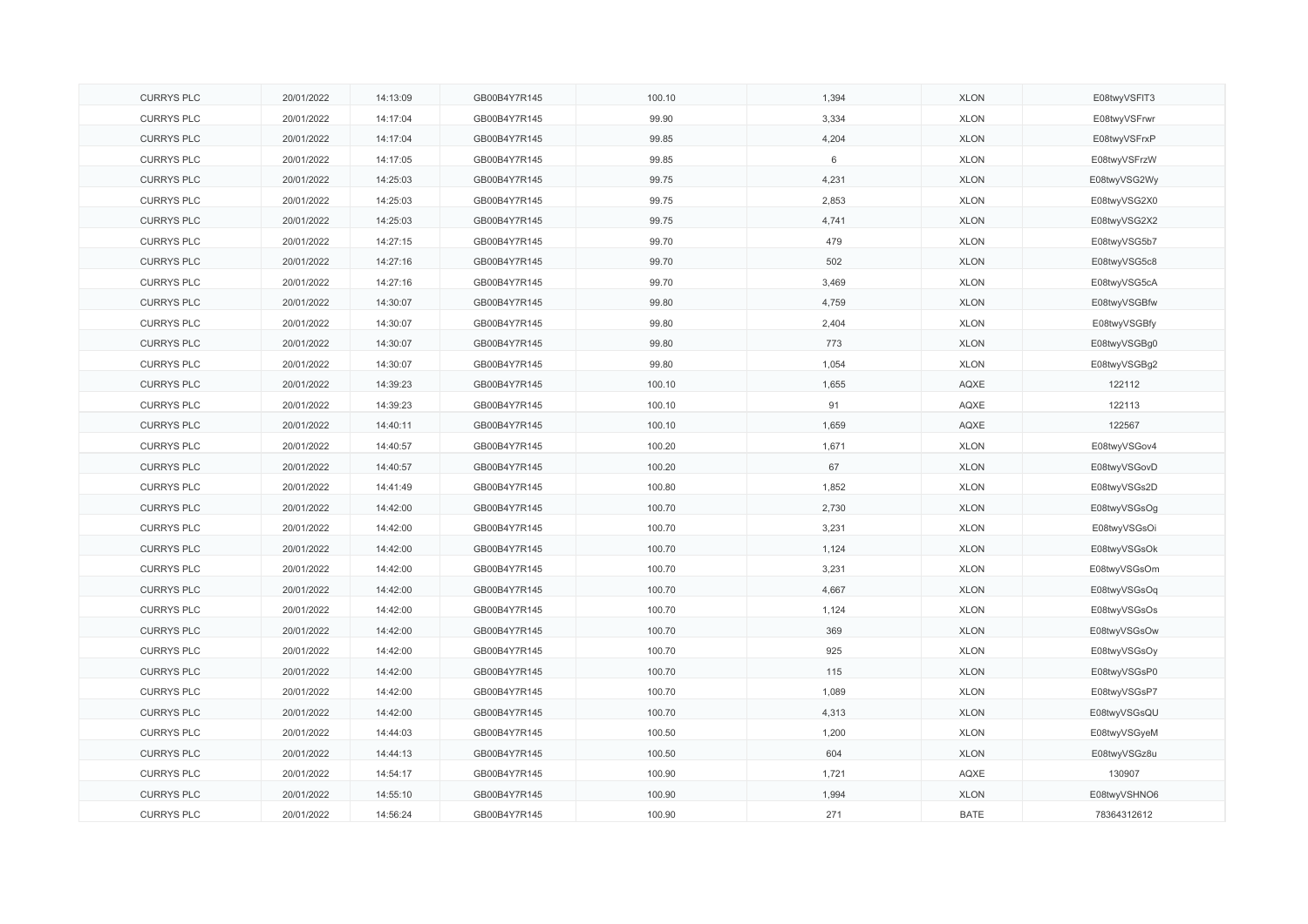| CURRYS PLC | 20/01/2022 | 14:13:09 | GB00B4Y7R145 | 100.10 | 1,394 | XLON | E08twyVSFlT3 |
|---|---|---|---|---|---|---|---|
| CURRYS PLC | 20/01/2022 | 14:17:04 | GB00B4Y7R145 | 99.90 | 3,334 | XLON | E08twyVSFrwr |
| CURRYS PLC | 20/01/2022 | 14:17:04 | GB00B4Y7R145 | 99.85 | 4,204 | XLON | E08twyVSFrxP |
| CURRYS PLC | 20/01/2022 | 14:17:05 | GB00B4Y7R145 | 99.85 | 6 | XLON | E08twyVSFrzW |
| CURRYS PLC | 20/01/2022 | 14:25:03 | GB00B4Y7R145 | 99.75 | 4,231 | XLON | E08twyVSG2Wy |
| CURRYS PLC | 20/01/2022 | 14:25:03 | GB00B4Y7R145 | 99.75 | 2,853 | XLON | E08twyVSG2X0 |
| CURRYS PLC | 20/01/2022 | 14:25:03 | GB00B4Y7R145 | 99.75 | 4,741 | XLON | E08twyVSG2X2 |
| CURRYS PLC | 20/01/2022 | 14:27:15 | GB00B4Y7R145 | 99.70 | 479 | XLON | E08twyVSG5b7 |
| CURRYS PLC | 20/01/2022 | 14:27:16 | GB00B4Y7R145 | 99.70 | 502 | XLON | E08twyVSG5c8 |
| CURRYS PLC | 20/01/2022 | 14:27:16 | GB00B4Y7R145 | 99.70 | 3,469 | XLON | E08twyVSG5cA |
| CURRYS PLC | 20/01/2022 | 14:30:07 | GB00B4Y7R145 | 99.80 | 4,759 | XLON | E08twyVSGBfw |
| CURRYS PLC | 20/01/2022 | 14:30:07 | GB00B4Y7R145 | 99.80 | 2,404 | XLON | E08twyVSGBfy |
| CURRYS PLC | 20/01/2022 | 14:30:07 | GB00B4Y7R145 | 99.80 | 773 | XLON | E08twyVSGBg0 |
| CURRYS PLC | 20/01/2022 | 14:30:07 | GB00B4Y7R145 | 99.80 | 1,054 | XLON | E08twyVSGBg2 |
| CURRYS PLC | 20/01/2022 | 14:39:23 | GB00B4Y7R145 | 100.10 | 1,655 | AQXE | 122112 |
| CURRYS PLC | 20/01/2022 | 14:39:23 | GB00B4Y7R145 | 100.10 | 91 | AQXE | 122113 |
| CURRYS PLC | 20/01/2022 | 14:40:11 | GB00B4Y7R145 | 100.10 | 1,659 | AQXE | 122567 |
| CURRYS PLC | 20/01/2022 | 14:40:57 | GB00B4Y7R145 | 100.20 | 1,671 | XLON | E08twyVSGov4 |
| CURRYS PLC | 20/01/2022 | 14:40:57 | GB00B4Y7R145 | 100.20 | 67 | XLON | E08twyVSGovD |
| CURRYS PLC | 20/01/2022 | 14:41:49 | GB00B4Y7R145 | 100.80 | 1,852 | XLON | E08twyVSGs2D |
| CURRYS PLC | 20/01/2022 | 14:42:00 | GB00B4Y7R145 | 100.70 | 2,730 | XLON | E08twyVSGsOg |
| CURRYS PLC | 20/01/2022 | 14:42:00 | GB00B4Y7R145 | 100.70 | 3,231 | XLON | E08twyVSGsOi |
| CURRYS PLC | 20/01/2022 | 14:42:00 | GB00B4Y7R145 | 100.70 | 1,124 | XLON | E08twyVSGsOk |
| CURRYS PLC | 20/01/2022 | 14:42:00 | GB00B4Y7R145 | 100.70 | 3,231 | XLON | E08twyVSGsOm |
| CURRYS PLC | 20/01/2022 | 14:42:00 | GB00B4Y7R145 | 100.70 | 4,667 | XLON | E08twyVSGsOq |
| CURRYS PLC | 20/01/2022 | 14:42:00 | GB00B4Y7R145 | 100.70 | 1,124 | XLON | E08twyVSGsOs |
| CURRYS PLC | 20/01/2022 | 14:42:00 | GB00B4Y7R145 | 100.70 | 369 | XLON | E08twyVSGsOw |
| CURRYS PLC | 20/01/2022 | 14:42:00 | GB00B4Y7R145 | 100.70 | 925 | XLON | E08twyVSGsOy |
| CURRYS PLC | 20/01/2022 | 14:42:00 | GB00B4Y7R145 | 100.70 | 115 | XLON | E08twyVSGsP0 |
| CURRYS PLC | 20/01/2022 | 14:42:00 | GB00B4Y7R145 | 100.70 | 1,089 | XLON | E08twyVSGsP7 |
| CURRYS PLC | 20/01/2022 | 14:42:00 | GB00B4Y7R145 | 100.70 | 4,313 | XLON | E08twyVSGsQU |
| CURRYS PLC | 20/01/2022 | 14:44:03 | GB00B4Y7R145 | 100.50 | 1,200 | XLON | E08twyVSGyeM |
| CURRYS PLC | 20/01/2022 | 14:44:13 | GB00B4Y7R145 | 100.50 | 604 | XLON | E08twyVSGz8u |
| CURRYS PLC | 20/01/2022 | 14:54:17 | GB00B4Y7R145 | 100.90 | 1,721 | AQXE | 130907 |
| CURRYS PLC | 20/01/2022 | 14:55:10 | GB00B4Y7R145 | 100.90 | 1,994 | XLON | E08twyVSHNO6 |
| CURRYS PLC | 20/01/2022 | 14:56:24 | GB00B4Y7R145 | 100.90 | 271 | BATE | 78364312612 |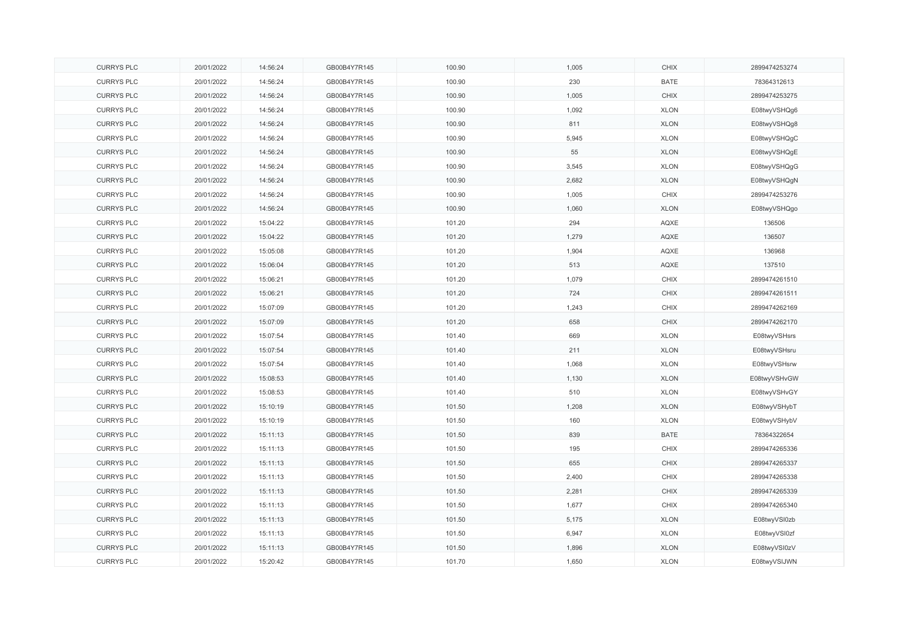| CURRYS PLC | 20/01/2022 | 14:56:24 | GB00B4Y7R145 | 100.90 | 1,005 | CHIX | 2899474253274 |
|---|---|---|---|---|---|---|---|
| CURRYS PLC | 20/01/2022 | 14:56:24 | GB00B4Y7R145 | 100.90 | 230 | BATE | 78364312613 |
| CURRYS PLC | 20/01/2022 | 14:56:24 | GB00B4Y7R145 | 100.90 | 1,005 | CHIX | 2899474253275 |
| CURRYS PLC | 20/01/2022 | 14:56:24 | GB00B4Y7R145 | 100.90 | 1,092 | XLON | E08twyVSHQg6 |
| CURRYS PLC | 20/01/2022 | 14:56:24 | GB00B4Y7R145 | 100.90 | 811 | XLON | E08twyVSHQg8 |
| CURRYS PLC | 20/01/2022 | 14:56:24 | GB00B4Y7R145 | 100.90 | 5,945 | XLON | E08twyVSHQgC |
| CURRYS PLC | 20/01/2022 | 14:56:24 | GB00B4Y7R145 | 100.90 | 55 | XLON | E08twyVSHQgE |
| CURRYS PLC | 20/01/2022 | 14:56:24 | GB00B4Y7R145 | 100.90 | 3,545 | XLON | E08twyVSHQgG |
| CURRYS PLC | 20/01/2022 | 14:56:24 | GB00B4Y7R145 | 100.90 | 2,682 | XLON | E08twyVSHQgN |
| CURRYS PLC | 20/01/2022 | 14:56:24 | GB00B4Y7R145 | 100.90 | 1,005 | CHIX | 2899474253276 |
| CURRYS PLC | 20/01/2022 | 14:56:24 | GB00B4Y7R145 | 100.90 | 1,060 | XLON | E08twyVSHQgo |
| CURRYS PLC | 20/01/2022 | 15:04:22 | GB00B4Y7R145 | 101.20 | 294 | AQXE | 136506 |
| CURRYS PLC | 20/01/2022 | 15:04:22 | GB00B4Y7R145 | 101.20 | 1,279 | AQXE | 136507 |
| CURRYS PLC | 20/01/2022 | 15:05:08 | GB00B4Y7R145 | 101.20 | 1,904 | AQXE | 136968 |
| CURRYS PLC | 20/01/2022 | 15:06:04 | GB00B4Y7R145 | 101.20 | 513 | AQXE | 137510 |
| CURRYS PLC | 20/01/2022 | 15:06:21 | GB00B4Y7R145 | 101.20 | 1,079 | CHIX | 2899474261510 |
| CURRYS PLC | 20/01/2022 | 15:06:21 | GB00B4Y7R145 | 101.20 | 724 | CHIX | 2899474261511 |
| CURRYS PLC | 20/01/2022 | 15:07:09 | GB00B4Y7R145 | 101.20 | 1,243 | CHIX | 2899474262169 |
| CURRYS PLC | 20/01/2022 | 15:07:09 | GB00B4Y7R145 | 101.20 | 658 | CHIX | 2899474262170 |
| CURRYS PLC | 20/01/2022 | 15:07:54 | GB00B4Y7R145 | 101.40 | 669 | XLON | E08twyVSHsrs |
| CURRYS PLC | 20/01/2022 | 15:07:54 | GB00B4Y7R145 | 101.40 | 211 | XLON | E08twyVSHsru |
| CURRYS PLC | 20/01/2022 | 15:07:54 | GB00B4Y7R145 | 101.40 | 1,068 | XLON | E08twyVSHsrw |
| CURRYS PLC | 20/01/2022 | 15:08:53 | GB00B4Y7R145 | 101.40 | 1,130 | XLON | E08twyVSHvGW |
| CURRYS PLC | 20/01/2022 | 15:08:53 | GB00B4Y7R145 | 101.40 | 510 | XLON | E08twyVSHvGY |
| CURRYS PLC | 20/01/2022 | 15:10:19 | GB00B4Y7R145 | 101.50 | 1,208 | XLON | E08twyVSHybT |
| CURRYS PLC | 20/01/2022 | 15:10:19 | GB00B4Y7R145 | 101.50 | 160 | XLON | E08twyVSHybV |
| CURRYS PLC | 20/01/2022 | 15:11:13 | GB00B4Y7R145 | 101.50 | 839 | BATE | 78364322654 |
| CURRYS PLC | 20/01/2022 | 15:11:13 | GB00B4Y7R145 | 101.50 | 195 | CHIX | 2899474265336 |
| CURRYS PLC | 20/01/2022 | 15:11:13 | GB00B4Y7R145 | 101.50 | 655 | CHIX | 2899474265337 |
| CURRYS PLC | 20/01/2022 | 15:11:13 | GB00B4Y7R145 | 101.50 | 2,400 | CHIX | 2899474265338 |
| CURRYS PLC | 20/01/2022 | 15:11:13 | GB00B4Y7R145 | 101.50 | 2,281 | CHIX | 2899474265339 |
| CURRYS PLC | 20/01/2022 | 15:11:13 | GB00B4Y7R145 | 101.50 | 1,677 | CHIX | 2899474265340 |
| CURRYS PLC | 20/01/2022 | 15:11:13 | GB00B4Y7R145 | 101.50 | 5,175 | XLON | E08twyVSI0zb |
| CURRYS PLC | 20/01/2022 | 15:11:13 | GB00B4Y7R145 | 101.50 | 6,947 | XLON | E08twyVSI0zf |
| CURRYS PLC | 20/01/2022 | 15:11:13 | GB00B4Y7R145 | 101.50 | 1,896 | XLON | E08twyVSI0zV |
| CURRYS PLC | 20/01/2022 | 15:20:42 | GB00B4Y7R145 | 101.70 | 1,650 | XLON | E08twyVSIJWN |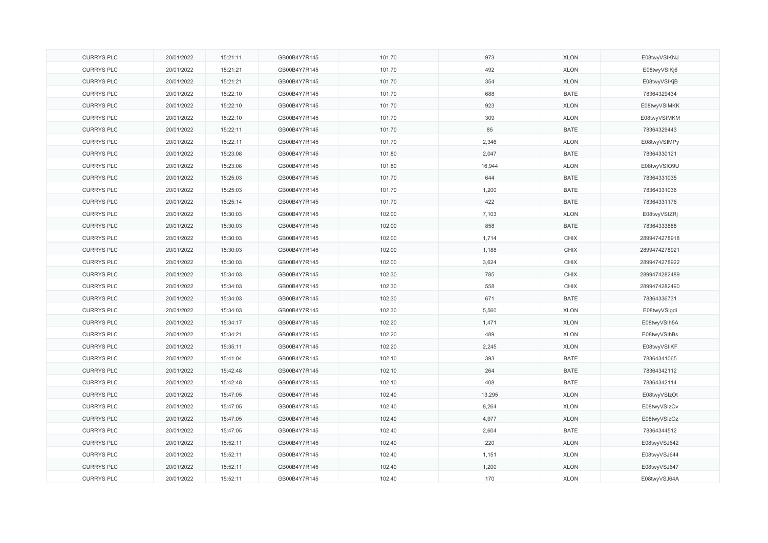| | | | | | | | |
|---|---|---|---|---|---|---|---|
| CURRYS PLC | 20/01/2022 | 15:21:11 | GB00B4Y7R145 | 101.70 | 973 | XLON | E08twyVSIKNJ |
| CURRYS PLC | 20/01/2022 | 15:21:21 | GB00B4Y7R145 | 101.70 | 492 | XLON | E08twyVSIKj6 |
| CURRYS PLC | 20/01/2022 | 15:21:21 | GB00B4Y7R145 | 101.70 | 354 | XLON | E08twyVSIKjB |
| CURRYS PLC | 20/01/2022 | 15:22:10 | GB00B4Y7R145 | 101.70 | 688 | BATE | 78364329434 |
| CURRYS PLC | 20/01/2022 | 15:22:10 | GB00B4Y7R145 | 101.70 | 923 | XLON | E08twyVSIMKK |
| CURRYS PLC | 20/01/2022 | 15:22:10 | GB00B4Y7R145 | 101.70 | 309 | XLON | E08twyVSIMKM |
| CURRYS PLC | 20/01/2022 | 15:22:11 | GB00B4Y7R145 | 101.70 | 85 | BATE | 78364329443 |
| CURRYS PLC | 20/01/2022 | 15:22:11 | GB00B4Y7R145 | 101.70 | 2,346 | XLON | E08twyVSIMPy |
| CURRYS PLC | 20/01/2022 | 15:23:08 | GB00B4Y7R145 | 101.80 | 2,047 | BATE | 78364330121 |
| CURRYS PLC | 20/01/2022 | 15:23:08 | GB00B4Y7R145 | 101.80 | 16,944 | XLON | E08twyVSIO9U |
| CURRYS PLC | 20/01/2022 | 15:25:03 | GB00B4Y7R145 | 101.70 | 644 | BATE | 78364331035 |
| CURRYS PLC | 20/01/2022 | 15:25:03 | GB00B4Y7R145 | 101.70 | 1,200 | BATE | 78364331036 |
| CURRYS PLC | 20/01/2022 | 15:25:14 | GB00B4Y7R145 | 101.70 | 422 | BATE | 78364331176 |
| CURRYS PLC | 20/01/2022 | 15:30:03 | GB00B4Y7R145 | 102.00 | 7,103 | XLON | E08twyVSIZRj |
| CURRYS PLC | 20/01/2022 | 15:30:03 | GB00B4Y7R145 | 102.00 | 858 | BATE | 78364333888 |
| CURRYS PLC | 20/01/2022 | 15:30:03 | GB00B4Y7R145 | 102.00 | 1,714 | CHIX | 2899474278918 |
| CURRYS PLC | 20/01/2022 | 15:30:03 | GB00B4Y7R145 | 102.00 | 1,188 | CHIX | 2899474278921 |
| CURRYS PLC | 20/01/2022 | 15:30:03 | GB00B4Y7R145 | 102.00 | 3,624 | CHIX | 2899474278922 |
| CURRYS PLC | 20/01/2022 | 15:34:03 | GB00B4Y7R145 | 102.30 | 785 | CHIX | 2899474282489 |
| CURRYS PLC | 20/01/2022 | 15:34:03 | GB00B4Y7R145 | 102.30 | 558 | CHIX | 2899474282490 |
| CURRYS PLC | 20/01/2022 | 15:34:03 | GB00B4Y7R145 | 102.30 | 671 | BATE | 78364336731 |
| CURRYS PLC | 20/01/2022 | 15:34:03 | GB00B4Y7R145 | 102.30 | 5,560 | XLON | E08twyVSIgdi |
| CURRYS PLC | 20/01/2022 | 15:34:17 | GB00B4Y7R145 | 102.20 | 1,471 | XLON | E08twyVSIh5A |
| CURRYS PLC | 20/01/2022 | 15:34:21 | GB00B4Y7R145 | 102.20 | 489 | XLON | E08twyVSIhBs |
| CURRYS PLC | 20/01/2022 | 15:35:11 | GB00B4Y7R145 | 102.20 | 2,245 | XLON | E08twyVSIiKF |
| CURRYS PLC | 20/01/2022 | 15:41:04 | GB00B4Y7R145 | 102.10 | 393 | BATE | 78364341065 |
| CURRYS PLC | 20/01/2022 | 15:42:48 | GB00B4Y7R145 | 102.10 | 264 | BATE | 78364342112 |
| CURRYS PLC | 20/01/2022 | 15:42:48 | GB00B4Y7R145 | 102.10 | 408 | BATE | 78364342114 |
| CURRYS PLC | 20/01/2022 | 15:47:05 | GB00B4Y7R145 | 102.40 | 13,295 | XLON | E08twyVSIzOt |
| CURRYS PLC | 20/01/2022 | 15:47:05 | GB00B4Y7R145 | 102.40 | 8,264 | XLON | E08twyVSIzOv |
| CURRYS PLC | 20/01/2022 | 15:47:05 | GB00B4Y7R145 | 102.40 | 4,977 | XLON | E08twyVSIzOz |
| CURRYS PLC | 20/01/2022 | 15:47:05 | GB00B4Y7R145 | 102.40 | 2,604 | BATE | 78364344512 |
| CURRYS PLC | 20/01/2022 | 15:52:11 | GB00B4Y7R145 | 102.40 | 220 | XLON | E08twyVSJ642 |
| CURRYS PLC | 20/01/2022 | 15:52:11 | GB00B4Y7R145 | 102.40 | 1,151 | XLON | E08twyVSJ644 |
| CURRYS PLC | 20/01/2022 | 15:52:11 | GB00B4Y7R145 | 102.40 | 1,200 | XLON | E08twyVSJ647 |
| CURRYS PLC | 20/01/2022 | 15:52:11 | GB00B4Y7R145 | 102.40 | 170 | XLON | E08twyVSJ64A |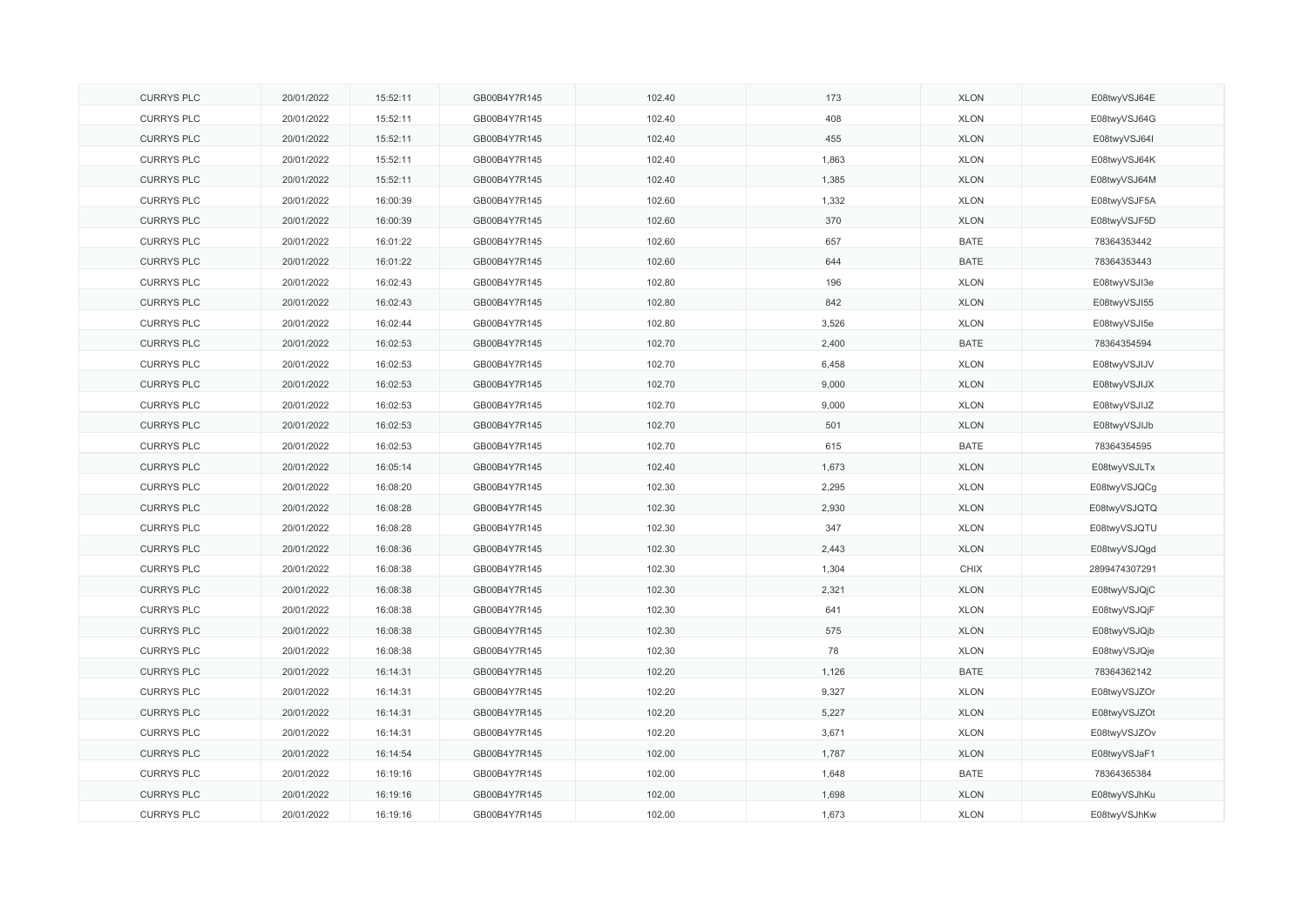| CURRYS PLC | 20/01/2022 | 15:52:11 | GB00B4Y7R145 | 102.40 | 173 | XLON | E08twyVSJ64E |
|---|---|---|---|---|---|---|---|
| CURRYS PLC | 20/01/2022 | 15:52:11 | GB00B4Y7R145 | 102.40 | 408 | XLON | E08twyVSJ64G |
| CURRYS PLC | 20/01/2022 | 15:52:11 | GB00B4Y7R145 | 102.40 | 455 | XLON | E08twyVSJ64I |
| CURRYS PLC | 20/01/2022 | 15:52:11 | GB00B4Y7R145 | 102.40 | 1,863 | XLON | E08twyVSJ64K |
| CURRYS PLC | 20/01/2022 | 15:52:11 | GB00B4Y7R145 | 102.40 | 1,385 | XLON | E08twyVSJ64M |
| CURRYS PLC | 20/01/2022 | 16:00:39 | GB00B4Y7R145 | 102.60 | 1,332 | XLON | E08twyVSJF5A |
| CURRYS PLC | 20/01/2022 | 16:00:39 | GB00B4Y7R145 | 102.60 | 370 | XLON | E08twyVSJF5D |
| CURRYS PLC | 20/01/2022 | 16:01:22 | GB00B4Y7R145 | 102.60 | 657 | BATE | 78364353442 |
| CURRYS PLC | 20/01/2022 | 16:01:22 | GB00B4Y7R145 | 102.60 | 644 | BATE | 78364353443 |
| CURRYS PLC | 20/01/2022 | 16:02:43 | GB00B4Y7R145 | 102.80 | 196 | XLON | E08twyVSJI3e |
| CURRYS PLC | 20/01/2022 | 16:02:43 | GB00B4Y7R145 | 102.80 | 842 | XLON | E08twyVSJI55 |
| CURRYS PLC | 20/01/2022 | 16:02:44 | GB00B4Y7R145 | 102.80 | 3,526 | XLON | E08twyVSJI5e |
| CURRYS PLC | 20/01/2022 | 16:02:53 | GB00B4Y7R145 | 102.70 | 2,400 | BATE | 78364354594 |
| CURRYS PLC | 20/01/2022 | 16:02:53 | GB00B4Y7R145 | 102.70 | 6,458 | XLON | E08twyVSJIJV |
| CURRYS PLC | 20/01/2022 | 16:02:53 | GB00B4Y7R145 | 102.70 | 9,000 | XLON | E08twyVSJIJX |
| CURRYS PLC | 20/01/2022 | 16:02:53 | GB00B4Y7R145 | 102.70 | 9,000 | XLON | E08twyVSJIJZ |
| CURRYS PLC | 20/01/2022 | 16:02:53 | GB00B4Y7R145 | 102.70 | 501 | XLON | E08twyVSJIJb |
| CURRYS PLC | 20/01/2022 | 16:02:53 | GB00B4Y7R145 | 102.70 | 615 | BATE | 78364354595 |
| CURRYS PLC | 20/01/2022 | 16:05:14 | GB00B4Y7R145 | 102.40 | 1,673 | XLON | E08twyVSJLTx |
| CURRYS PLC | 20/01/2022 | 16:08:20 | GB00B4Y7R145 | 102.30 | 2,295 | XLON | E08twyVSJQCg |
| CURRYS PLC | 20/01/2022 | 16:08:28 | GB00B4Y7R145 | 102.30 | 2,930 | XLON | E08twyVSJQTQ |
| CURRYS PLC | 20/01/2022 | 16:08:28 | GB00B4Y7R145 | 102.30 | 347 | XLON | E08twyVSJQTU |
| CURRYS PLC | 20/01/2022 | 16:08:36 | GB00B4Y7R145 | 102.30 | 2,443 | XLON | E08twyVSJQgd |
| CURRYS PLC | 20/01/2022 | 16:08:38 | GB00B4Y7R145 | 102.30 | 1,304 | CHIX | 2899474307291 |
| CURRYS PLC | 20/01/2022 | 16:08:38 | GB00B4Y7R145 | 102.30 | 2,321 | XLON | E08twyVSJQjC |
| CURRYS PLC | 20/01/2022 | 16:08:38 | GB00B4Y7R145 | 102.30 | 641 | XLON | E08twyVSJQjF |
| CURRYS PLC | 20/01/2022 | 16:08:38 | GB00B4Y7R145 | 102.30 | 575 | XLON | E08twyVSJQjb |
| CURRYS PLC | 20/01/2022 | 16:08:38 | GB00B4Y7R145 | 102.30 | 78 | XLON | E08twyVSJQje |
| CURRYS PLC | 20/01/2022 | 16:14:31 | GB00B4Y7R145 | 102.20 | 1,126 | BATE | 78364362142 |
| CURRYS PLC | 20/01/2022 | 16:14:31 | GB00B4Y7R145 | 102.20 | 9,327 | XLON | E08twyVSJZOr |
| CURRYS PLC | 20/01/2022 | 16:14:31 | GB00B4Y7R145 | 102.20 | 5,227 | XLON | E08twyVSJZOt |
| CURRYS PLC | 20/01/2022 | 16:14:31 | GB00B4Y7R145 | 102.20 | 3,671 | XLON | E08twyVSJZOv |
| CURRYS PLC | 20/01/2022 | 16:14:54 | GB00B4Y7R145 | 102.00 | 1,787 | XLON | E08twyVSJaF1 |
| CURRYS PLC | 20/01/2022 | 16:19:16 | GB00B4Y7R145 | 102.00 | 1,648 | BATE | 78364365384 |
| CURRYS PLC | 20/01/2022 | 16:19:16 | GB00B4Y7R145 | 102.00 | 1,698 | XLON | E08twyVSJhKu |
| CURRYS PLC | 20/01/2022 | 16:19:16 | GB00B4Y7R145 | 102.00 | 1,673 | XLON | E08twyVSJhKw |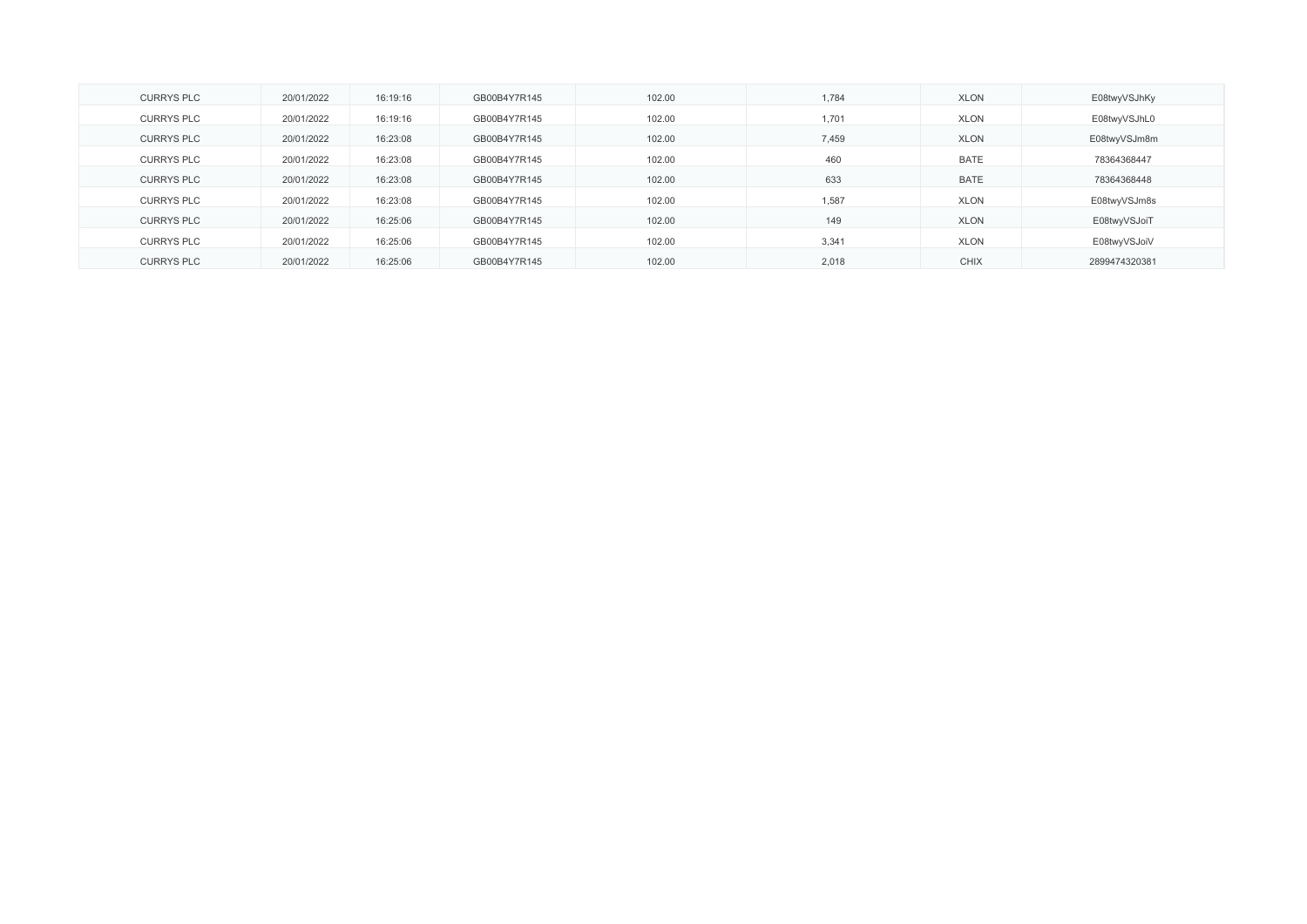| | | | | | | | |
|---|---|---|---|---|---|---|---|
| CURRYS PLC | 20/01/2022 | 16:19:16 | GB00B4Y7R145 | 102.00 | 1,784 | XLON | E08twyVSJhKy |
| CURRYS PLC | 20/01/2022 | 16:19:16 | GB00B4Y7R145 | 102.00 | 1,701 | XLON | E08twyVSJhL0 |
| CURRYS PLC | 20/01/2022 | 16:23:08 | GB00B4Y7R145 | 102.00 | 7,459 | XLON | E08twyVSJm8m |
| CURRYS PLC | 20/01/2022 | 16:23:08 | GB00B4Y7R145 | 102.00 | 460 | BATE | 78364368447 |
| CURRYS PLC | 20/01/2022 | 16:23:08 | GB00B4Y7R145 | 102.00 | 633 | BATE | 78364368448 |
| CURRYS PLC | 20/01/2022 | 16:23:08 | GB00B4Y7R145 | 102.00 | 1,587 | XLON | E08twyVSJm8s |
| CURRYS PLC | 20/01/2022 | 16:25:06 | GB00B4Y7R145 | 102.00 | 149 | XLON | E08twyVSJoiT |
| CURRYS PLC | 20/01/2022 | 16:25:06 | GB00B4Y7R145 | 102.00 | 3,341 | XLON | E08twyVSJoiV |
| CURRYS PLC | 20/01/2022 | 16:25:06 | GB00B4Y7R145 | 102.00 | 2,018 | CHIX | 2899474320381 |